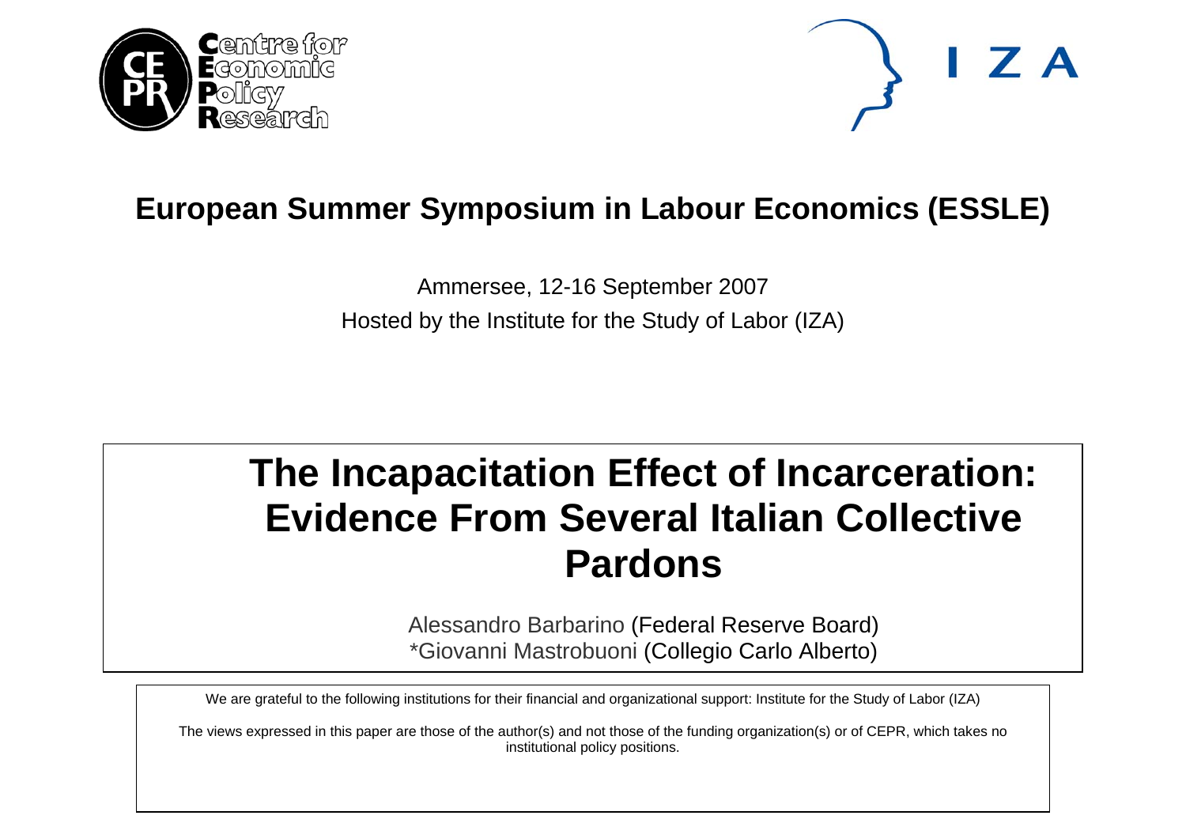# European Summer Symposium in Labour Economics (ESSLE)

Ammersee, 12-16 September 2007

Hosted by the Institute for the Study of Labor (IZA)

# The Incapacitation Effect of Incarceration: Evidence From Several Italian Collective Pardons

Alessandro Barbarino (Federal Reserve Board)

*Giovanni Mastrobuoni (Collegio Carlo Alberto)

We are grateful to the following institutions for their financial and organizational support: Institute for the Study of Labor (IZA)

The views expressed in this paper are those of the author(s) and not those of the funding organization(s) or of CEPR, which takes no institutional policy positions.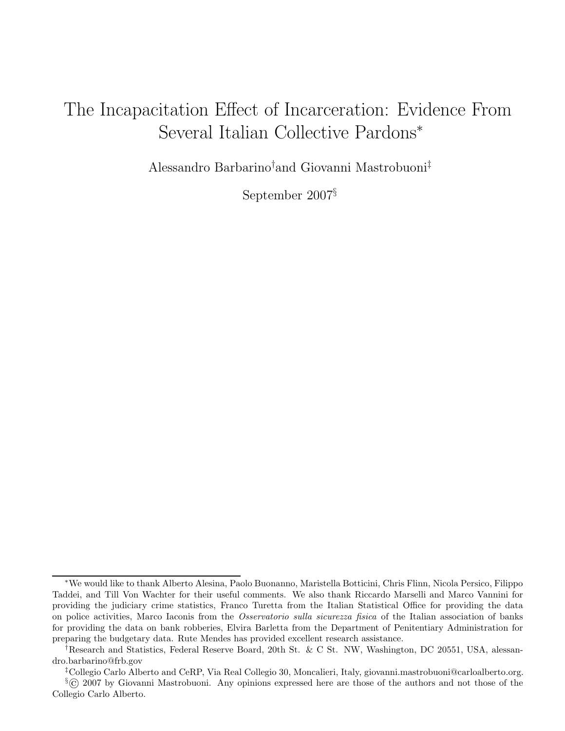# The Incapacitation Effect of Incarceration: Evidence From Several Italian Collective Pardons*

Alessandro Barbarino[†] and Giovanni Mastrobuoni[‡]

September 2007[§]

---

*We would like to thank Alberto Alesina, Paolo Buonanno, Maristella Botticini, Chris Flinn, Nicola Persico, Filippo Taddei, and Till Von Wachter for their useful comments. We also thank Riccardo Marselli and Marco Vannini for providing the judiciary crime statistics, Franco Turetta from the Italian Statistical Office for providing the data on police activities, Marco Iaconis from the *Osservatorio sulla sicurezza fisica* of the Italian association of banks for providing the data on bank robberies, Elvira Barletta from the Department of Penitentiary Administration for preparing the budgetary data. Rute Mendes has provided excellent research assistance.

[†]Research and Statistics, Federal Reserve Board, 20th St. & C St. NW, Washington, DC 20551, USA, alessandro.barbarino@frb.gov

[‡]Collegio Carlo Alberto and CeRP, Via Real Collegio 30, Moncalieri, Italy, giovanni.mastrobuoni@carloalberto.org.

[§]© 2007 by Giovanni Mastrobuoni. Any opinions expressed here are those of the authors and not those of the Collegio Carlo Alberto.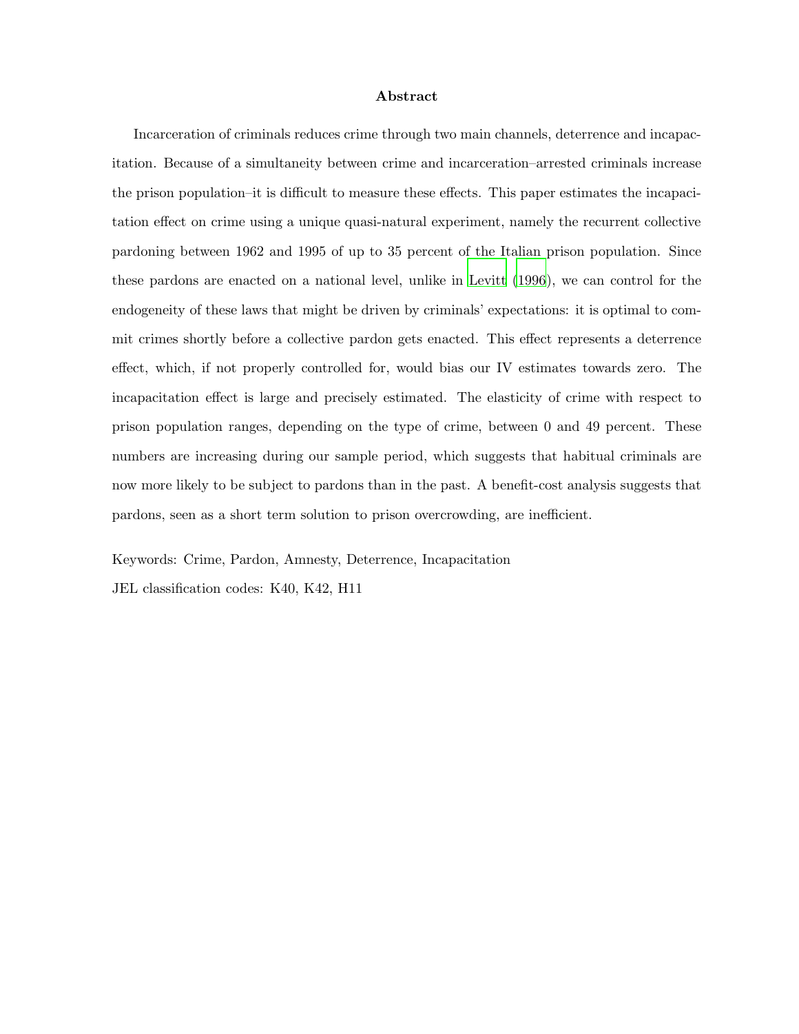## Abstract

Incarceration of criminals reduces crime through two main channels, deterrence and incapacitation. Because of a simultaneity between crime and incarceration–arrested criminals increase the prison population–it is difficult to measure these effects. This paper estimates the incapacitation effect on crime using a unique quasi-natural experiment, namely the recurrent collective pardoning between 1962 and 1995 of up to 35 percent of the Italian prison population. Since these pardons are enacted on a national level, unlike in Levitt (1996), we can control for the endogeneity of these laws that might be driven by criminals' expectations: it is optimal to commit crimes shortly before a collective pardon gets enacted. This effect represents a deterrence effect, which, if not properly controlled for, would bias our IV estimates towards zero. The incapacitation effect is large and precisely estimated. The elasticity of crime with respect to prison population ranges, depending on the type of crime, between 0 and 49 percent. These numbers are increasing during our sample period, which suggests that habitual criminals are now more likely to be subject to pardons than in the past. A benefit-cost analysis suggests that pardons, seen as a short term solution to prison overcrowding, are inefficient.

Keywords: Crime, Pardon, Amnesty, Deterrence, Incapacitation

JEL classification codes: K40, K42, H11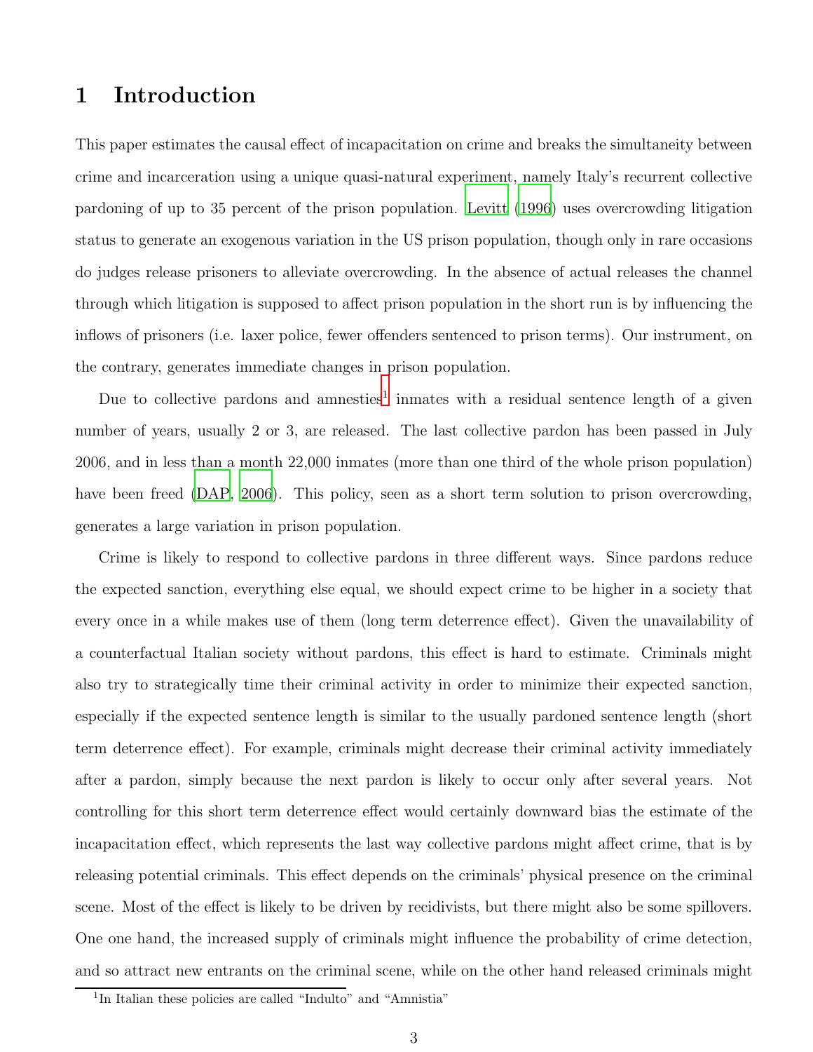# 1 Introduction

This paper estimates the causal effect of incapacitation on crime and breaks the simultaneity between crime and incarceration using a unique quasi-natural experiment, namely Italy's recurrent collective pardoning of up to 35 percent of the prison population. Levitt (1996) uses overcrowding litigation status to generate an exogenous variation in the US prison population, though only in rare occasions do judges release prisoners to alleviate overcrowding. In the absence of actual releases the channel through which litigation is supposed to affect prison population in the short run is by influencing the inflows of prisoners (i.e. laxer police, fewer offenders sentenced to prison terms). Our instrument, on the contrary, generates immediate changes in prison population.

Due to collective pardons and amnesties[1] inmates with a residual sentence length of a given number of years, usually 2 or 3, are released. The last collective pardon has been passed in July 2006, and in less than a month 22,000 inmates (more than one third of the whole prison population) have been freed (DAP, 2006). This policy, seen as a short term solution to prison overcrowding, generates a large variation in prison population.

Crime is likely to respond to collective pardons in three different ways. Since pardons reduce the expected sanction, everything else equal, we should expect crime to be higher in a society that every once in a while makes use of them (long term deterrence effect). Given the unavailability of a counterfactual Italian society without pardons, this effect is hard to estimate. Criminals might also try to strategically time their criminal activity in order to minimize their expected sanction, especially if the expected sentence length is similar to the usually pardoned sentence length (short term deterrence effect). For example, criminals might decrease their criminal activity immediately after a pardon, simply because the next pardon is likely to occur only after several years. Not controlling for this short term deterrence effect would certainly downward bias the estimate of the incapacitation effect, which represents the last way collective pardons might affect crime, that is by releasing potential criminals. This effect depends on the criminals' physical presence on the criminal scene. Most of the effect is likely to be driven by recidivists, but there might also be some spillovers. One one hand, the increased supply of criminals might influence the probability of crime detection, and so attract new entrants on the criminal scene, while on the other hand released criminals might

[1] In Italian these policies are called "Indulto" and "Amnistia"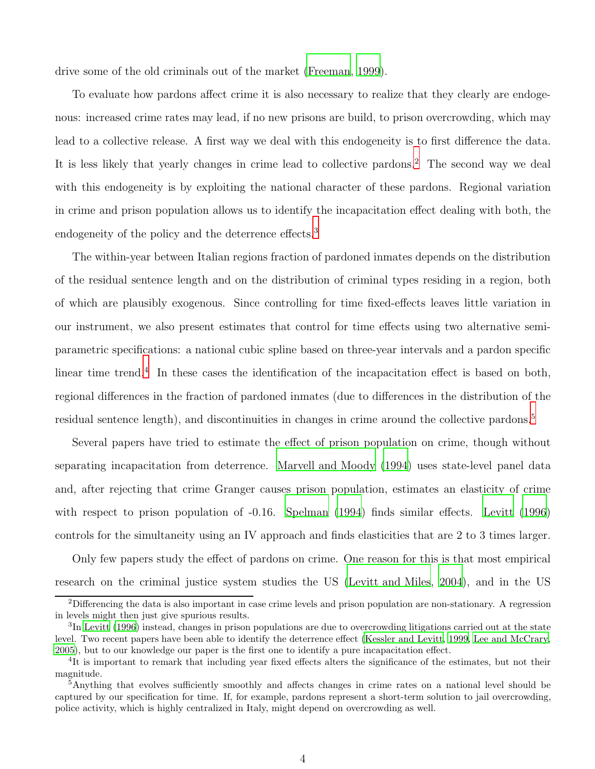drive some of the old criminals out of the market (Freeman, 1999).

To evaluate how pardons affect crime it is also necessary to realize that they clearly are endogenous: increased crime rates may lead, if no new prisons are build, to prison overcrowding, which may lead to a collective release. A first way we deal with this endogeneity is to first difference the data. It is less likely that yearly changes in crime lead to collective pardons.[2] The second way we deal with this endogeneity is by exploiting the national character of these pardons. Regional variation in crime and prison population allows us to identify the incapacitation effect dealing with both, the endogeneity of the policy and the deterrence effects.[3]

The within-year between Italian regions fraction of pardoned inmates depends on the distribution of the residual sentence length and on the distribution of criminal types residing in a region, both of which are plausibly exogenous. Since controlling for time fixed-effects leaves little variation in our instrument, we also present estimates that control for time effects using two alternative semi-parametric specifications: a national cubic spline based on three-year intervals and a pardon specific linear time trend.[4] In these cases the identification of the incapacitation effect is based on both, regional differences in the fraction of pardoned inmates (due to differences in the distribution of the residual sentence length), and discontinuities in changes in crime around the collective pardons.[5]

Several papers have tried to estimate the effect of prison population on crime, though without separating incapacitation from deterrence. Marvell and Moody (1994) uses state-level panel data and, after rejecting that crime Granger causes prison population, estimates an elasticity of crime with respect to prison population of -0.16. Spelman (1994) finds similar effects. Levitt (1996) controls for the simultaneity using an IV approach and finds elasticities that are 2 to 3 times larger.

Only few papers study the effect of pardons on crime. One reason for this is that most empirical research on the criminal justice system studies the US (Levitt and Miles, 2004), and in the US

[2] Differencing the data is also important in case crime levels and prison population are non-stationary. A regression in levels might then just give spurious results.

[3] In Levitt (1996) instead, changes in prison populations are due to overcrowding litigations carried out at the state level. Two recent papers have been able to identify the deterrence effect (Kessler and Levitt, 1999, Lee and McCrary, 2005), but to our knowledge our paper is the first one to identify a pure incapacitation effect.

[4] It is important to remark that including year fixed effects alters the significance of the estimates, but not their magnitude.

[5] Anything that evolves sufficiently smoothly and affects changes in crime rates on a national level should be captured by our specification for time. If, for example, pardons represent a short-term solution to jail overcrowding, police activity, which is highly centralized in Italy, might depend on overcrowding as well.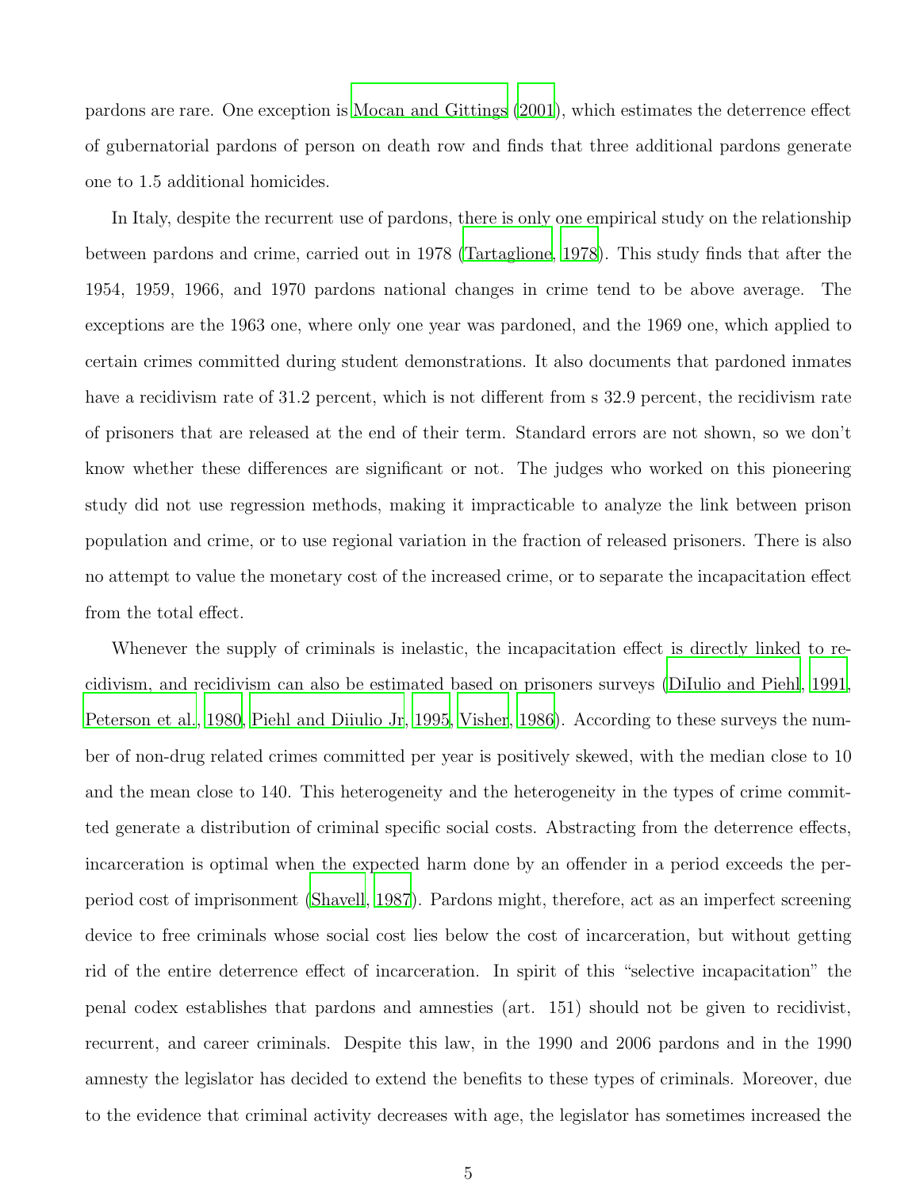pardons are rare. One exception is Mocan and Gittings (2001), which estimates the deterrence effect of gubernatorial pardons of person on death row and finds that three additional pardons generate one to 1.5 additional homicides.

In Italy, despite the recurrent use of pardons, there is only one empirical study on the relationship between pardons and crime, carried out in 1978 (Tartaglione, 1978). This study finds that after the 1954, 1959, 1966, and 1970 pardons national changes in crime tend to be above average. The exceptions are the 1963 one, where only one year was pardoned, and the 1969 one, which applied to certain crimes committed during student demonstrations. It also documents that pardoned inmates have a recidivism rate of 31.2 percent, which is not different from s 32.9 percent, the recidivism rate of prisoners that are released at the end of their term. Standard errors are not shown, so we don't know whether these differences are significant or not. The judges who worked on this pioneering study did not use regression methods, making it impracticable to analyze the link between prison population and crime, or to use regional variation in the fraction of released prisoners. There is also no attempt to value the monetary cost of the increased crime, or to separate the incapacitation effect from the total effect.

Whenever the supply of criminals is inelastic, the incapacitation effect is directly linked to recidivism, and recidivism can also be estimated based on prisoners surveys (DiIulio and Piehl, 1991, Peterson et al., 1980, Piehl and Diiulio Jr, 1995, Visher, 1986). According to these surveys the number of non-drug related crimes committed per year is positively skewed, with the median close to 10 and the mean close to 140. This heterogeneity and the heterogeneity in the types of crime committed generate a distribution of criminal specific social costs. Abstracting from the deterrence effects, incarceration is optimal when the expected harm done by an offender in a period exceeds the per-period cost of imprisonment (Shavell, 1987). Pardons might, therefore, act as an imperfect screening device to free criminals whose social cost lies below the cost of incarceration, but without getting rid of the entire deterrence effect of incarceration. In spirit of this "selective incapacitation" the penal codex establishes that pardons and amnesties (art. 151) should not be given to recidivist, recurrent, and career criminals. Despite this law, in the 1990 and 2006 pardons and in the 1990 amnesty the legislator has decided to extend the benefits to these types of criminals. Moreover, due to the evidence that criminal activity decreases with age, the legislator has sometimes increased the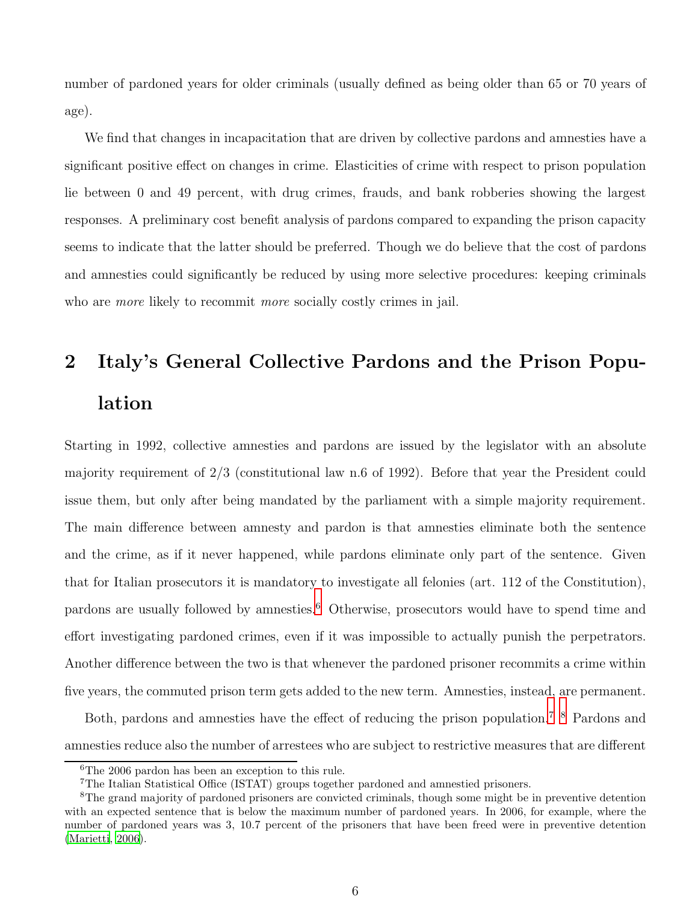number of pardoned years for older criminals (usually defined as being older than 65 or 70 years of age).

We find that changes in incapacitation that are driven by collective pardons and amnesties have a significant positive effect on changes in crime. Elasticities of crime with respect to prison population lie between 0 and 49 percent, with drug crimes, frauds, and bank robberies showing the largest responses. A preliminary cost benefit analysis of pardons compared to expanding the prison capacity seems to indicate that the latter should be preferred. Though we do believe that the cost of pardons and amnesties could significantly be reduced by using more selective procedures: keeping criminals who are *more* likely to recommit *more* socially costly crimes in jail.

## 2 Italy's General Collective Pardons and the Prison Population

Starting in 1992, collective amnesties and pardons are issued by the legislator with an absolute majority requirement of 2/3 (constitutional law n.6 of 1992). Before that year the President could issue them, but only after being mandated by the parliament with a simple majority requirement. The main difference between amnesty and pardon is that amnesties eliminate both the sentence and the crime, as if it never happened, while pardons eliminate only part of the sentence. Given that for Italian prosecutors it is mandatory to investigate all felonies (art. 112 of the Constitution), pardons are usually followed by amnesties.[6] Otherwise, prosecutors would have to spend time and effort investigating pardoned crimes, even if it was impossible to actually punish the perpetrators. Another difference between the two is that whenever the pardoned prisoner recommits a crime within five years, the commuted prison term gets added to the new term. Amnesties, instead, are permanent.

Both, pardons and amnesties have the effect of reducing the prison population.[7] [8] Pardons and amnesties reduce also the number of arrestees who are subject to restrictive measures that are different

[6] The 2006 pardon has been an exception to this rule.

[7] The Italian Statistical Office (ISTAT) groups together pardoned and amnestied prisoners.

[8] The grand majority of pardoned prisoners are convicted criminals, though some might be in preventive detention with an expected sentence that is below the maximum number of pardoned years. In 2006, for example, where the number of pardoned years was 3, 10.7 percent of the prisoners that have been freed were in preventive detention (Marietti, 2006).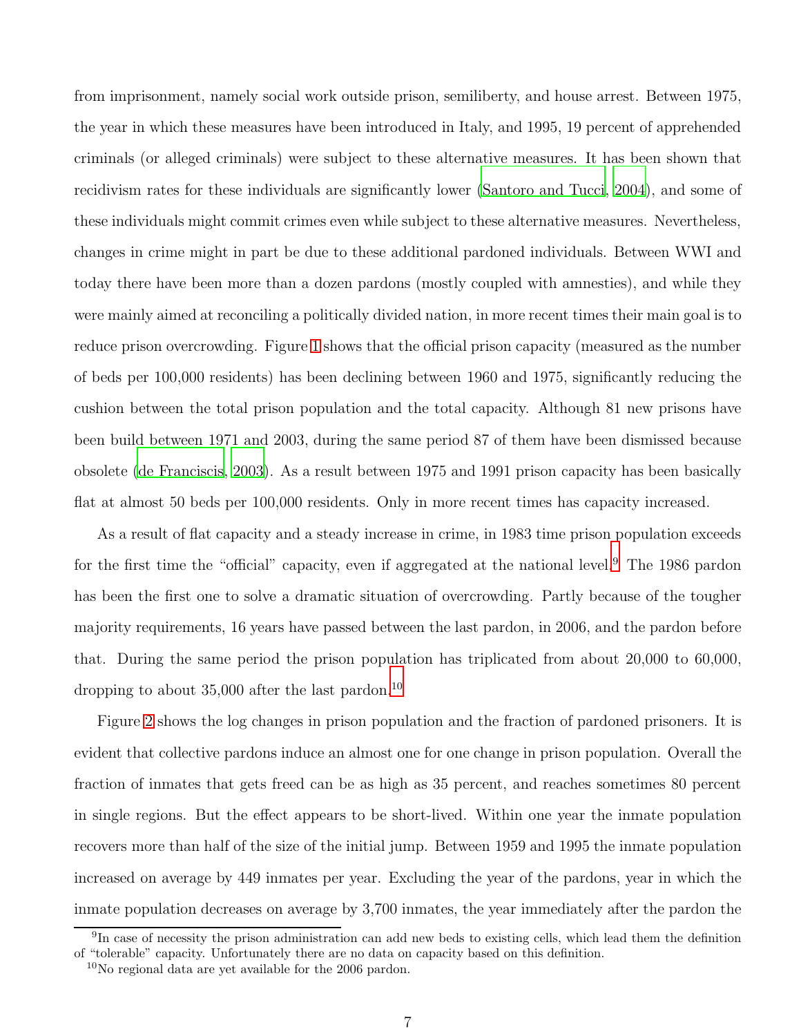from imprisonment, namely social work outside prison, semiliberty, and house arrest. Between 1975, the year in which these measures have been introduced in Italy, and 1995, 19 percent of apprehended criminals (or alleged criminals) were subject to these alternative measures. It has been shown that recidivism rates for these individuals are significantly lower (Santoro and Tucci, 2004), and some of these individuals might commit crimes even while subject to these alternative measures. Nevertheless, changes in crime might in part be due to these additional pardoned individuals. Between WWI and today there have been more than a dozen pardons (mostly coupled with amnesties), and while they were mainly aimed at reconciling a politically divided nation, in more recent times their main goal is to reduce prison overcrowding. Figure 1 shows that the official prison capacity (measured as the number of beds per 100,000 residents) has been declining between 1960 and 1975, significantly reducing the cushion between the total prison population and the total capacity. Although 81 new prisons have been build between 1971 and 2003, during the same period 87 of them have been dismissed because obsolete (de Franciscis, 2003). As a result between 1975 and 1991 prison capacity has been basically flat at almost 50 beds per 100,000 residents. Only in more recent times has capacity increased.

As a result of flat capacity and a steady increase in crime, in 1983 time prison population exceeds for the first time the "official" capacity, even if aggregated at the national level.[9] The 1986 pardon has been the first one to solve a dramatic situation of overcrowding. Partly because of the tougher majority requirements, 16 years have passed between the last pardon, in 2006, and the pardon before that. During the same period the prison population has triplicated from about 20,000 to 60,000, dropping to about 35,000 after the last pardon.[10]

Figure 2 shows the log changes in prison population and the fraction of pardoned prisoners. It is evident that collective pardons induce an almost one for one change in prison population. Overall the fraction of inmates that gets freed can be as high as 35 percent, and reaches sometimes 80 percent in single regions. But the effect appears to be short-lived. Within one year the inmate population recovers more than half of the size of the initial jump. Between 1959 and 1995 the inmate population increased on average by 449 inmates per year. Excluding the year of the pardons, year in which the inmate population decreases on average by 3,700 inmates, the year immediately after the pardon the

[9] In case of necessity the prison administration can add new beds to existing cells, which lead them the definition of "tolerable" capacity. Unfortunately there are no data on capacity based on this definition.

[10] No regional data are yet available for the 2006 pardon.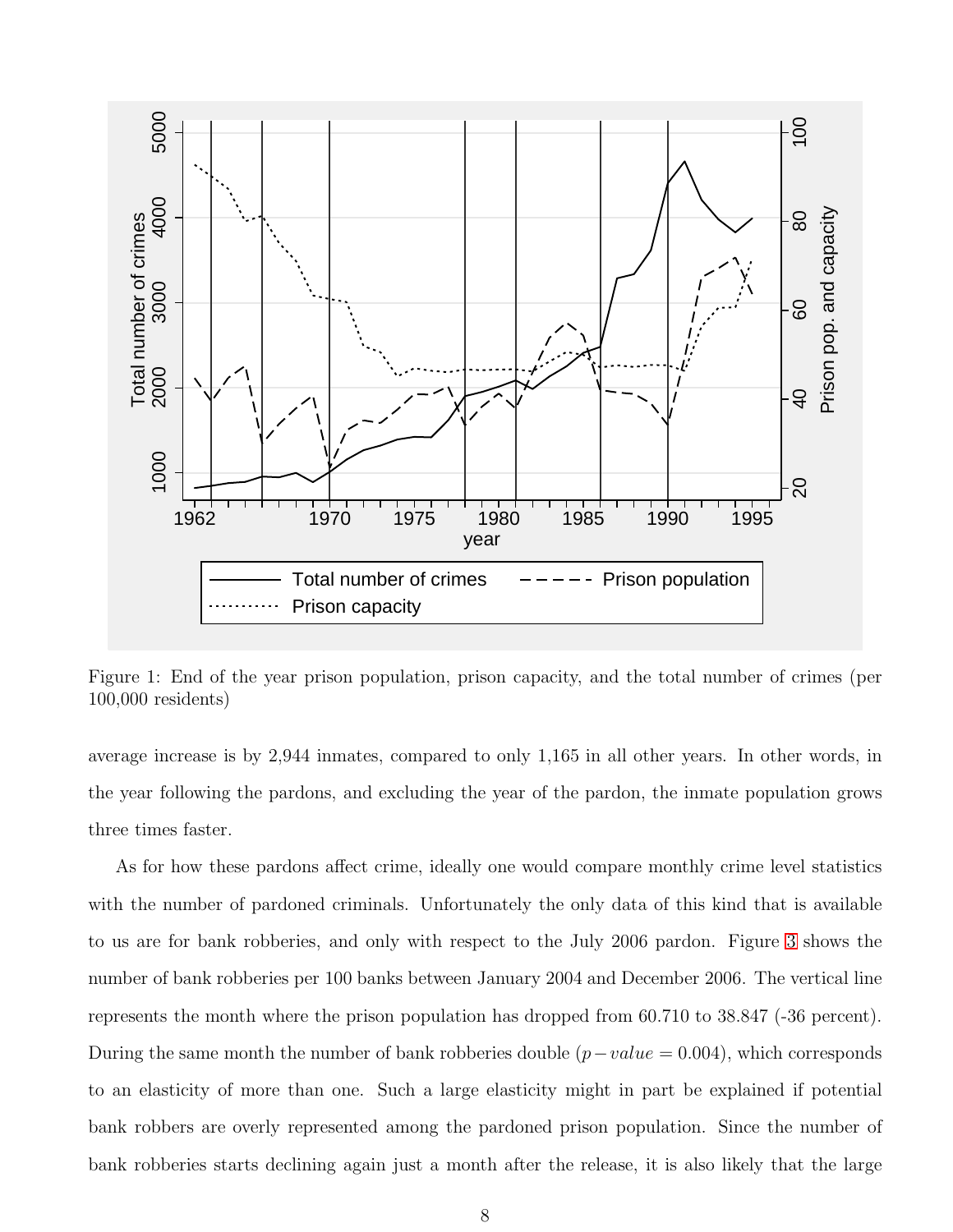Figure 1: End of the year prison population, prison capacity, and the total number of crimes (per 100,000 residents)

average increase is by 2,944 inmates, compared to only 1,165 in all other years. In other words, in the year following the pardons, and excluding the year of the pardon, the inmate population grows three times faster.

As for how these pardons affect crime, ideally one would compare monthly crime level statistics with the number of pardoned criminals. Unfortunately the only data of this kind that is available to us are for bank robberies, and only with respect to the July 2006 pardon. Figure 3 shows the number of bank robberies per 100 banks between January 2004 and December 2006. The vertical line represents the month where the prison population has dropped from 60.710 to 38.847 (-36 percent). During the same month the number of bank robberies double ($p-value = 0.004$), which corresponds to an elasticity of more than one. Such a large elasticity might in part be explained if potential bank robbers are overly represented among the pardoned prison population. Since the number of bank robberies starts declining again just a month after the release, it is also likely that the large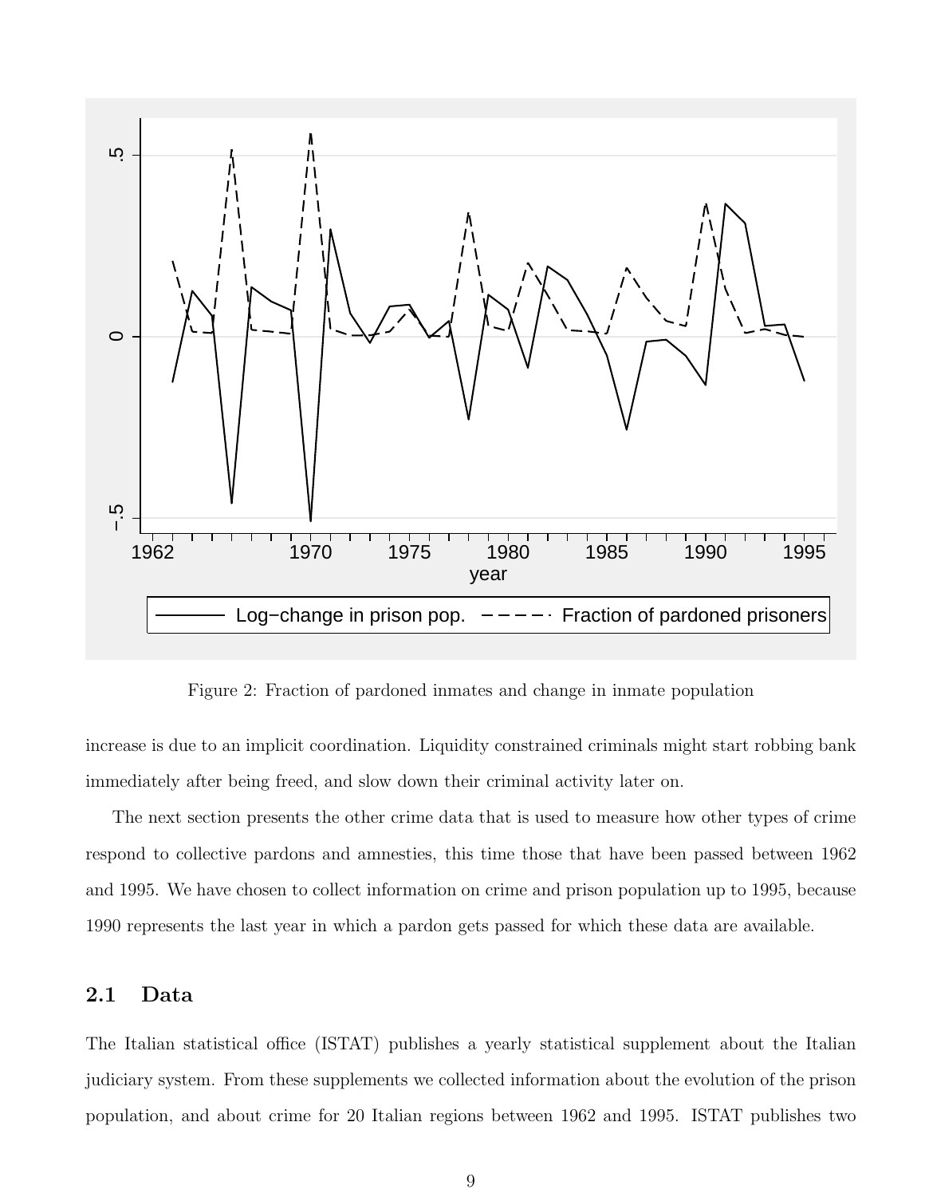Figure 2: Fraction of pardoned inmates and change in inmate population

increase is due to an implicit coordination. Liquidity constrained criminals might start robbing bank immediately after being freed, and slow down their criminal activity later on.

The next section presents the other crime data that is used to measure how other types of crime respond to collective pardons and amnesties, this time those that have been passed between 1962 and 1995. We have chosen to collect information on crime and prison population up to 1995, because 1990 represents the last year in which a pardon gets passed for which these data are available.

## 2.1 Data

The Italian statistical office (ISTAT) publishes a yearly statistical supplement about the Italian judiciary system. From these supplements we collected information about the evolution of the prison population, and about crime for 20 Italian regions between 1962 and 1995. ISTAT publishes two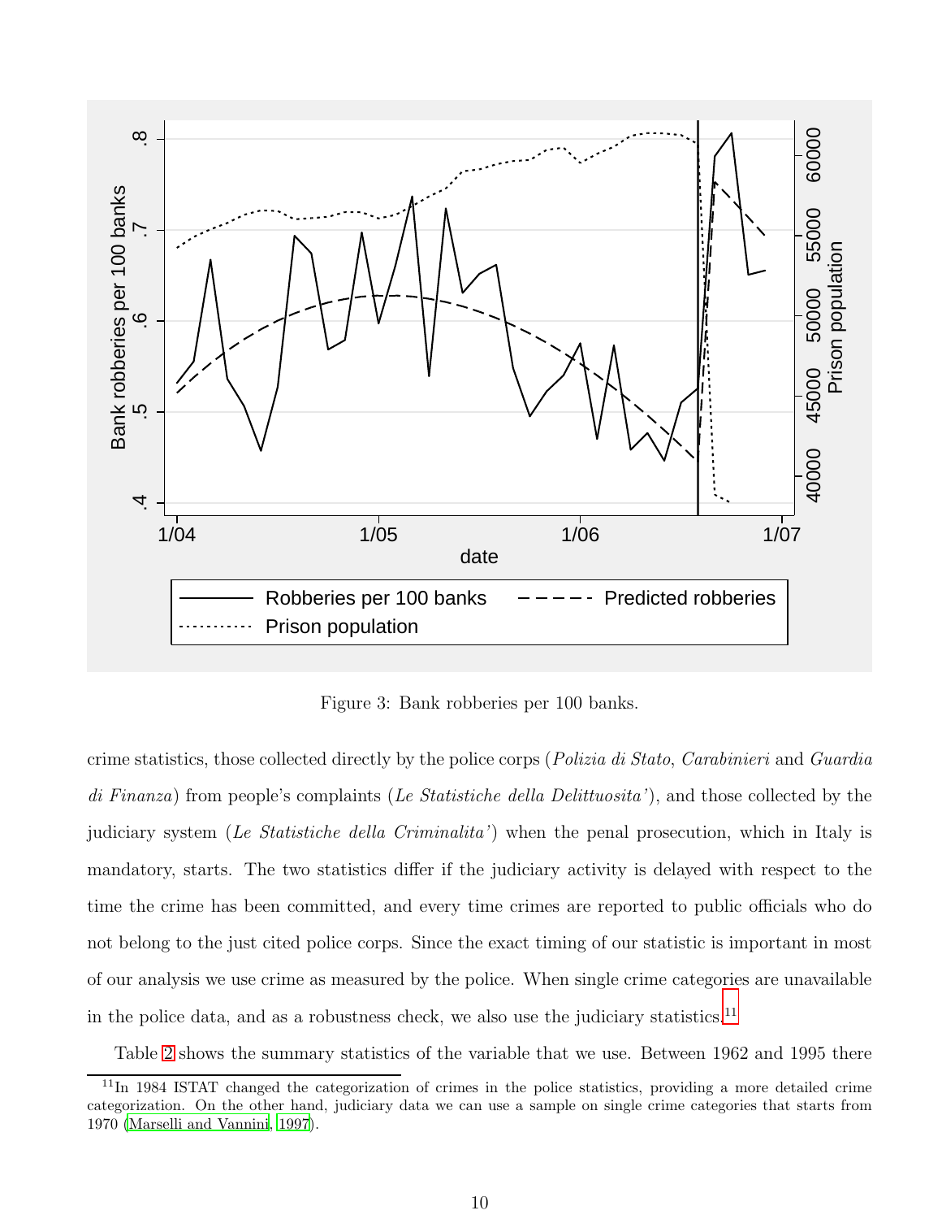Figure 3: Bank robberies per 100 banks.

crime statistics, those collected directly by the police corps (*Polizia di Stato*, *Carabinieri* and *Guardia di Finanza*) from people's complaints (*Le Statistiche della Delittuosita'*), and those collected by the judiciary system (*Le Statistiche della Criminalita'*) when the penal prosecution, which in Italy is mandatory, starts. The two statistics differ if the judiciary activity is delayed with respect to the time the crime has been committed, and every time crimes are reported to public officials who do not belong to the just cited police corps. Since the exact timing of our statistic is important in most of our analysis we use crime as measured by the police. When single crime categories are unavailable in the police data, and as a robustness check, we also use the judiciary statistics.[11]

Table 2 shows the summary statistics of the variable that we use. Between 1962 and 1995 there

[11] In 1984 ISTAT changed the categorization of crimes in the police statistics, providing a more detailed crime categorization. On the other hand, judiciary data we can use a sample on single crime categories that starts from 1970 (Marselli and Vannini, 1997).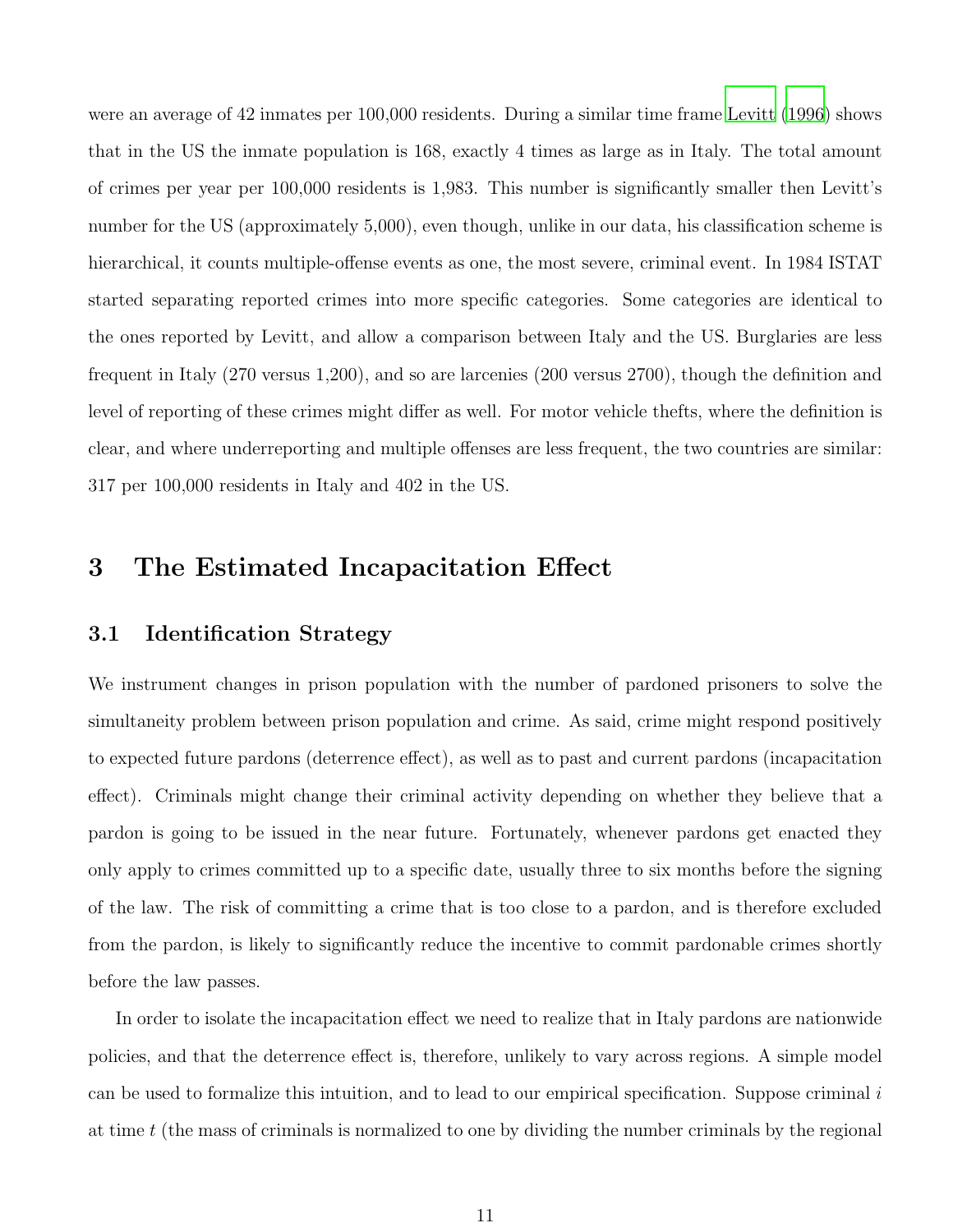were an average of 42 inmates per 100,000 residents. During a similar time frame Levitt (1996) shows that in the US the inmate population is 168, exactly 4 times as large as in Italy. The total amount of crimes per year per 100,000 residents is 1,983. This number is significantly smaller then Levitt's number for the US (approximately 5,000), even though, unlike in our data, his classification scheme is hierarchical, it counts multiple-offense events as one, the most severe, criminal event. In 1984 ISTAT started separating reported crimes into more specific categories. Some categories are identical to the ones reported by Levitt, and allow a comparison between Italy and the US. Burglaries are less frequent in Italy (270 versus 1,200), and so are larcenies (200 versus 2700), though the definition and level of reporting of these crimes might differ as well. For motor vehicle thefts, where the definition is clear, and where underreporting and multiple offenses are less frequent, the two countries are similar: 317 per 100,000 residents in Italy and 402 in the US.

# 3 The Estimated Incapacitation Effect

## 3.1 Identification Strategy

We instrument changes in prison population with the number of pardoned prisoners to solve the simultaneity problem between prison population and crime. As said, crime might respond positively to expected future pardons (deterrence effect), as well as to past and current pardons (incapacitation effect). Criminals might change their criminal activity depending on whether they believe that a pardon is going to be issued in the near future. Fortunately, whenever pardons get enacted they only apply to crimes committed up to a specific date, usually three to six months before the signing of the law. The risk of committing a crime that is too close to a pardon, and is therefore excluded from the pardon, is likely to significantly reduce the incentive to commit pardonable crimes shortly before the law passes.

In order to isolate the incapacitation effect we need to realize that in Italy pardons are nationwide policies, and that the deterrence effect is, therefore, unlikely to vary across regions. A simple model can be used to formalize this intuition, and to lead to our empirical specification. Suppose criminal $i$ at time $t$ (the mass of criminals is normalized to one by dividing the number criminals by the regional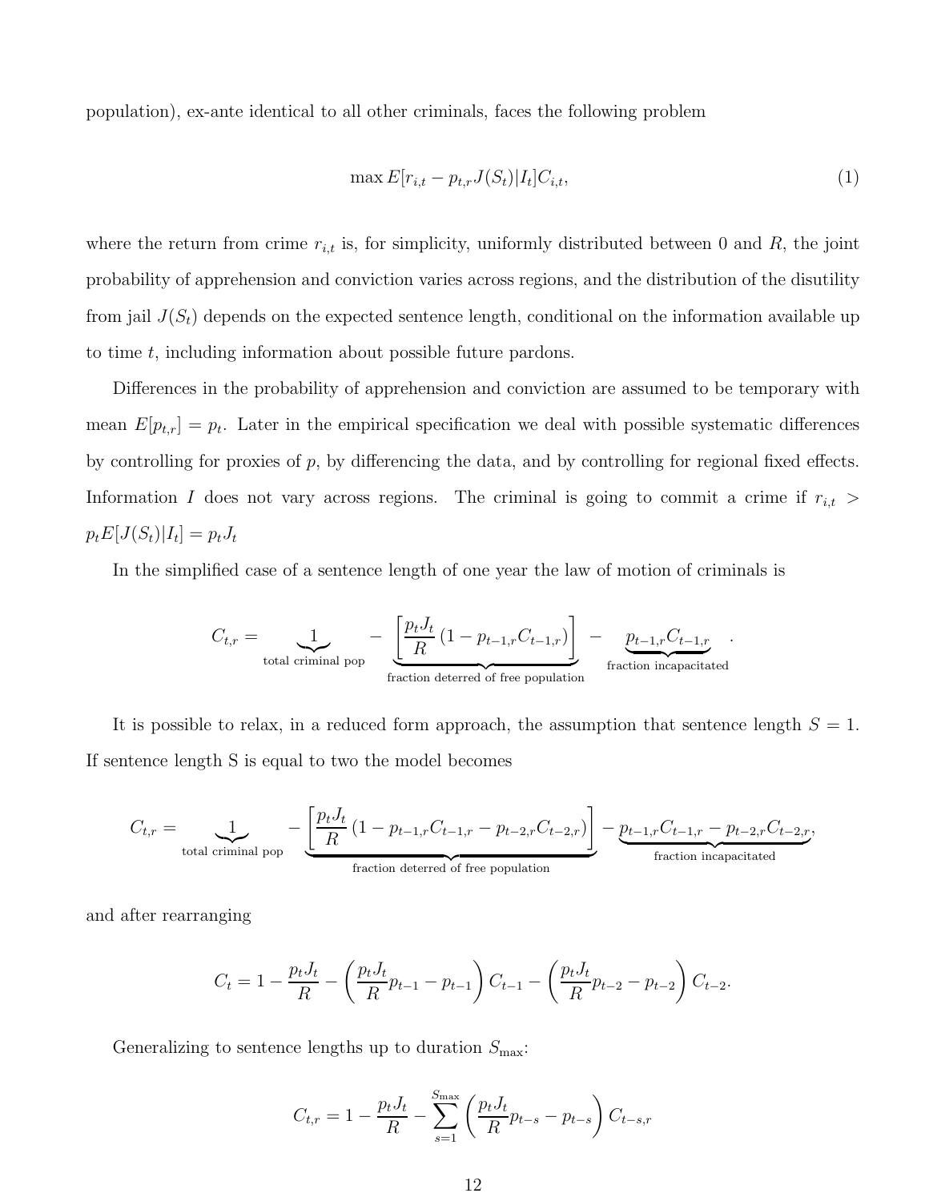population), ex-ante identical to all other criminals, faces the following problem

$$\max E[r_{i,t} - p_{t,r}J(S_t)|I_t]C_{i,t}, \tag{1}$$

where the return from crime $r_{i,t}$ is, for simplicity, uniformly distributed between 0 and $R$, the joint probability of apprehension and conviction varies across regions, and the distribution of the disutility from jail $J(S_t)$ depends on the expected sentence length, conditional on the information available up to time $t$, including information about possible future pardons.

Differences in the probability of apprehension and conviction are assumed to be temporary with mean $E[p_{t,r}] = p_t$. Later in the empirical specification we deal with possible systematic differences by controlling for proxies of $p$, by differencing the data, and by controlling for regional fixed effects. Information $I$ does not vary across regions. The criminal is going to commit a crime if $r_{i,t} > p_t E[J(S_t)|I_t] = p_t J_t$

In the simplified case of a sentence length of one year the law of motion of criminals is

$$C_{t,r} = \underbrace{1}_{\text{total criminal pop}} - \underbrace{\left[\frac{p_t J_t}{R}\left(1 - p_{t-1,r}C_{t-1,r}\right)\right]}_{\text{fraction deterred of free population}} - \underbrace{p_{t-1,r}C_{t-1,r}}_{\text{fraction incapacitated}}.$$

It is possible to relax, in a reduced form approach, the assumption that sentence length $S = 1$. If sentence length S is equal to two the model becomes

$$C_{t,r} = \underbrace{1}_{\text{total criminal pop}} - \underbrace{\left[\frac{p_t J_t}{R}\left(1 - p_{t-1,r}C_{t-1,r} - p_{t-2,r}C_{t-2,r}\right)\right]}_{\text{fraction deterred of free population}} - \underbrace{p_{t-1,r}C_{t-1,r} - p_{t-2,r}C_{t-2,r}}_{\text{fraction incapacitated}},$$

and after rearranging

$$C_t = 1 - \frac{p_t J_t}{R} - \left(\frac{p_t J_t}{R}p_{t-1} - p_{t-1}\right)C_{t-1} - \left(\frac{p_t J_t}{R}p_{t-2} - p_{t-2}\right)C_{t-2}.$$

Generalizing to sentence lengths up to duration $S_{\max}$:

$$C_{t,r} = 1 - \frac{p_t J_t}{R} - \sum_{s=1}^{S_{\max}} \left(\frac{p_t J_t}{R}p_{t-s} - p_{t-s}\right)C_{t-s,r}$$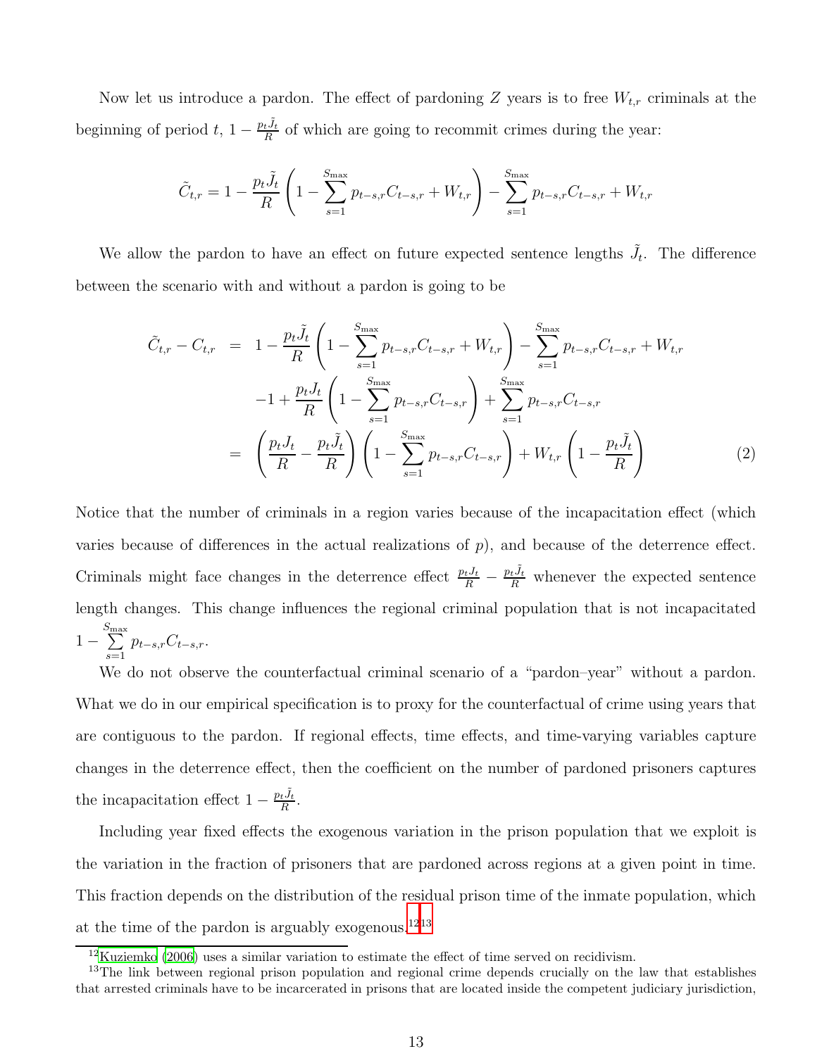Now let us introduce a pardon. The effect of pardoning $Z$ years is to free $W_{t,r}$ criminals at the beginning of period $t$, $1 - \frac{p_t \tilde{J}_t}{R}$ of which are going to recommit crimes during the year:

$$\tilde{C}_{t,r} = 1 - \frac{p_t \tilde{J}_t}{R} \left( 1 - \sum_{s=1}^{S_{\max}} p_{t-s,r} C_{t-s,r} + W_{t,r} \right) - \sum_{s=1}^{S_{\max}} p_{t-s,r} C_{t-s,r} + W_{t,r}$$

We allow the pardon to have an effect on future expected sentence lengths $\tilde{J}_t$. The difference between the scenario with and without a pardon is going to be

$$\begin{aligned}
\tilde{C}_{t,r} - C_{t,r} &= 1 - \frac{p_t \tilde{J}_t}{R} \left( 1 - \sum_{s=1}^{S_{\max}} p_{t-s,r} C_{t-s,r} + W_{t,r} \right) - \sum_{s=1}^{S_{\max}} p_{t-s,r} C_{t-s,r} + W_{t,r} \\
&\quad -1 + \frac{p_t J_t}{R} \left( 1 - \sum_{s=1}^{S_{\max}} p_{t-s,r} C_{t-s,r} \right) + \sum_{s=1}^{S_{\max}} p_{t-s,r} C_{t-s,r} \\
&= \left( \frac{p_t J_t}{R} - \frac{p_t \tilde{J}_t}{R} \right) \left( 1 - \sum_{s=1}^{S_{\max}} p_{t-s,r} C_{t-s,r} \right) + W_{t,r} \left( 1 - \frac{p_t \tilde{J}_t}{R} \right) \qquad (2)
\end{aligned}$$

Notice that the number of criminals in a region varies because of the incapacitation effect (which varies because of differences in the actual realizations of $p$), and because of the deterrence effect. Criminals might face changes in the deterrence effect $\frac{p_t J_t}{R} - \frac{p_t \tilde{J}_t}{R}$ whenever the expected sentence length changes. This change influences the regional criminal population that is not incapacitated $1 - \sum_{s=1}^{S_{\max}} p_{t-s,r} C_{t-s,r}$.

We do not observe the counterfactual criminal scenario of a "pardon–year" without a pardon. What we do in our empirical specification is to proxy for the counterfactual of crime using years that are contiguous to the pardon. If regional effects, time effects, and time-varying variables capture changes in the deterrence effect, then the coefficient on the number of pardoned prisoners captures the incapacitation effect $1 - \frac{p_t \tilde{J}_t}{R}$.

Including year fixed effects the exogenous variation in the prison population that we exploit is the variation in the fraction of prisoners that are pardoned across regions at a given point in time. This fraction depends on the distribution of the residual prison time of the inmate population, which at the time of the pardon is arguably exogenous.[12][13]

[12] Kuziemko (2006) uses a similar variation to estimate the effect of time served on recidivism.

[13] The link between regional prison population and regional crime depends crucially on the law that establishes that arrested criminals have to be incarcerated in prisons that are located inside the competent judiciary jurisdiction,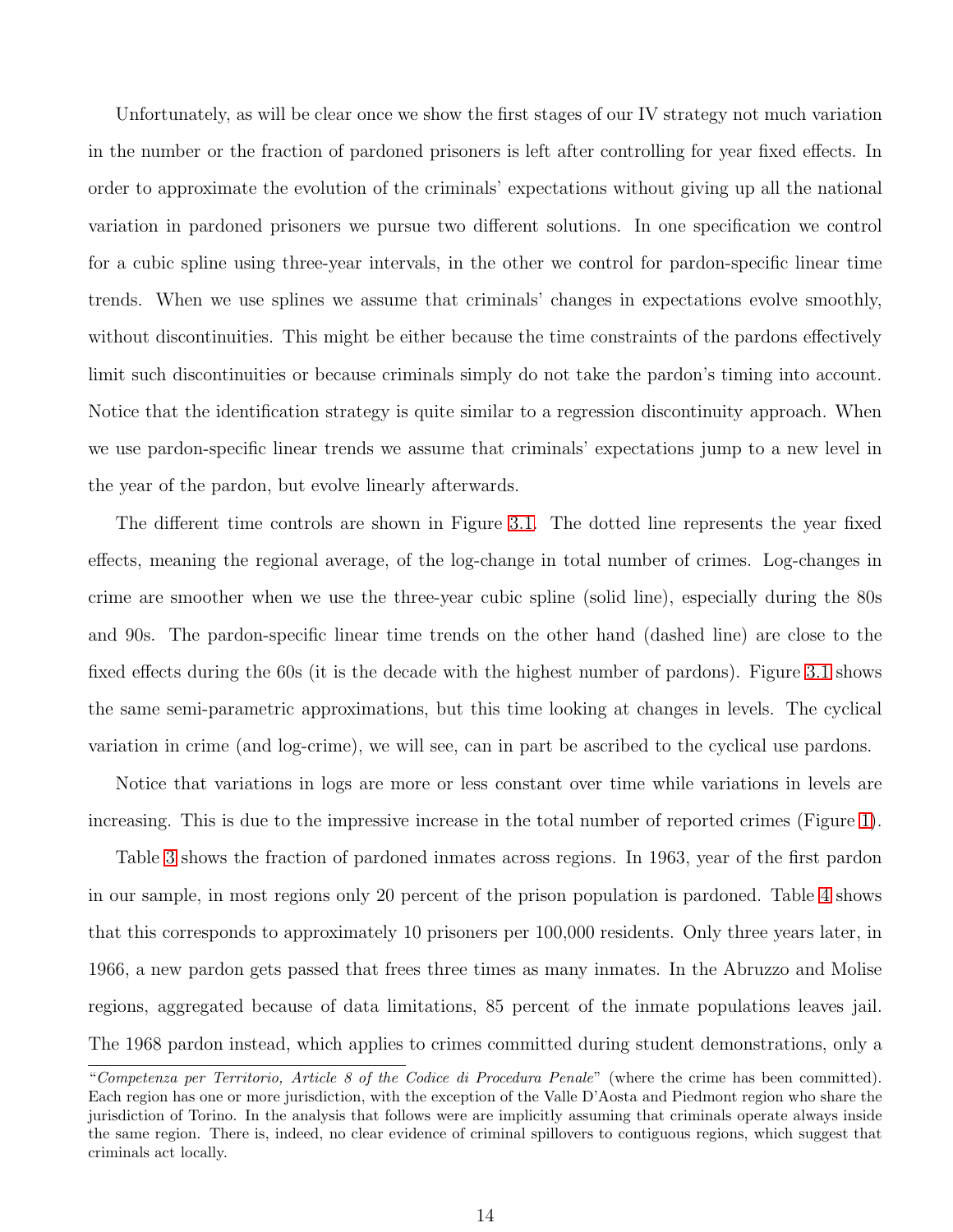Unfortunately, as will be clear once we show the first stages of our IV strategy not much variation in the number or the fraction of pardoned prisoners is left after controlling for year fixed effects. In order to approximate the evolution of the criminals' expectations without giving up all the national variation in pardoned prisoners we pursue two different solutions. In one specification we control for a cubic spline using three-year intervals, in the other we control for pardon-specific linear time trends. When we use splines we assume that criminals' changes in expectations evolve smoothly, without discontinuities. This might be either because the time constraints of the pardons effectively limit such discontinuities or because criminals simply do not take the pardon's timing into account. Notice that the identification strategy is quite similar to a regression discontinuity approach. When we use pardon-specific linear trends we assume that criminals' expectations jump to a new level in the year of the pardon, but evolve linearly afterwards.

The different time controls are shown in Figure 3.1. The dotted line represents the year fixed effects, meaning the regional average, of the log-change in total number of crimes. Log-changes in crime are smoother when we use the three-year cubic spline (solid line), especially during the 80s and 90s. The pardon-specific linear time trends on the other hand (dashed line) are close to the fixed effects during the 60s (it is the decade with the highest number of pardons). Figure 3.1 shows the same semi-parametric approximations, but this time looking at changes in levels. The cyclical variation in crime (and log-crime), we will see, can in part be ascribed to the cyclical use pardons.

Notice that variations in logs are more or less constant over time while variations in levels are increasing. This is due to the impressive increase in the total number of reported crimes (Figure 1).

Table 3 shows the fraction of pardoned inmates across regions. In 1963, year of the first pardon in our sample, in most regions only 20 percent of the prison population is pardoned. Table 4 shows that this corresponds to approximately 10 prisoners per 100,000 residents. Only three years later, in 1966, a new pardon gets passed that frees three times as many inmates. In the Abruzzo and Molise regions, aggregated because of data limitations, 85 percent of the inmate populations leaves jail. The 1968 pardon instead, which applies to crimes committed during student demonstrations, only a

---

"*Competenza per Territorio, Article 8 of the Codice di Procedura Penale*" (where the crime has been committed). Each region has one or more jurisdiction, with the exception of the Valle D'Aosta and Piedmont region who share the jurisdiction of Torino. In the analysis that follows were are implicitly assuming that criminals operate always inside the same region. There is, indeed, no clear evidence of criminal spillovers to contiguous regions, which suggest that criminals act locally.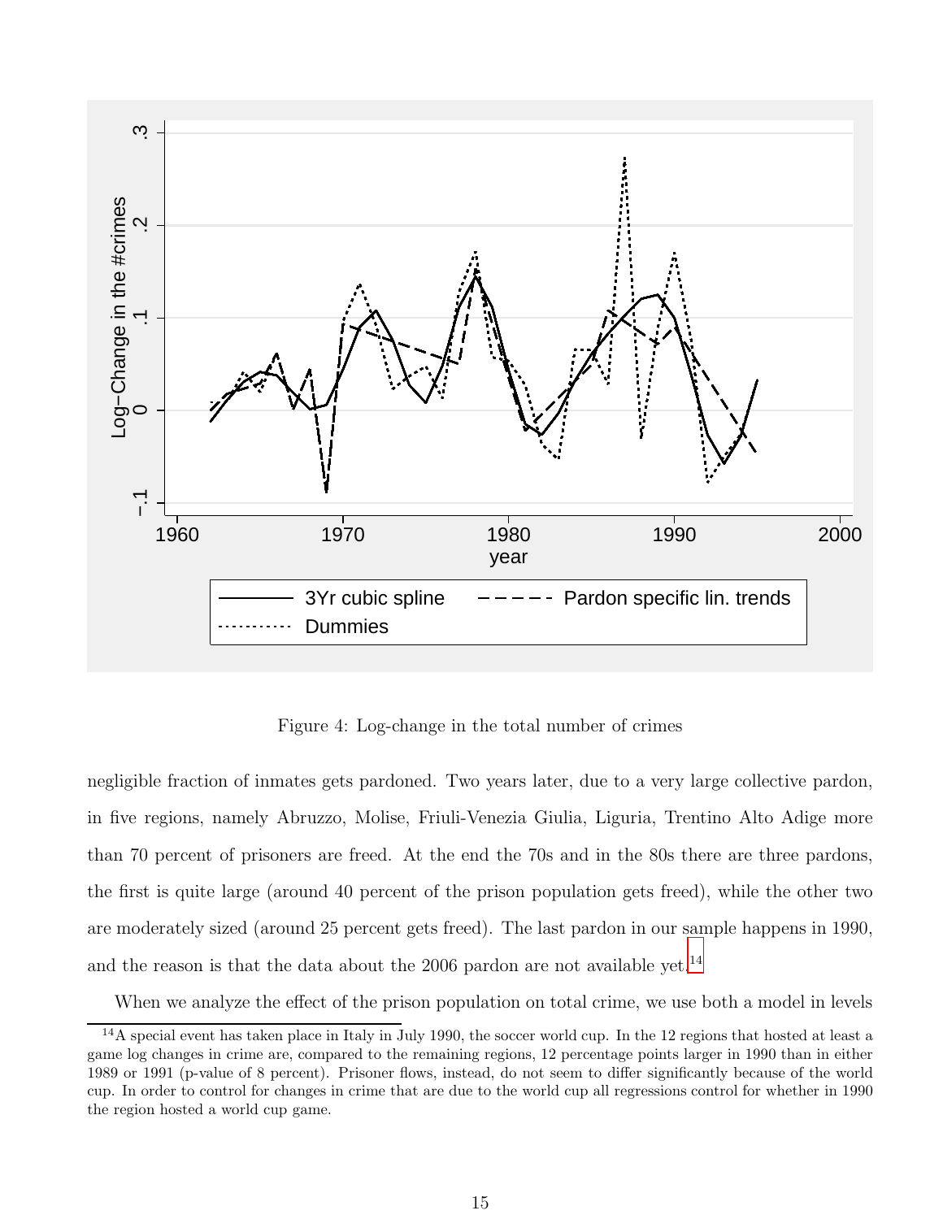Figure 4: Log-change in the total number of crimes

negligible fraction of inmates gets pardoned. Two years later, due to a very large collective pardon, in five regions, namely Abruzzo, Molise, Friuli-Venezia Giulia, Liguria, Trentino Alto Adige more than 70 percent of prisoners are freed. At the end the 70s and in the 80s there are three pardons, the first is quite large (around 40 percent of the prison population gets freed), while the other two are moderately sized (around 25 percent gets freed). The last pardon in our sample happens in 1990, and the reason is that the data about the 2006 pardon are not available yet.[14]

When we analyze the effect of the prison population on total crime, we use both a model in levels

[14] A special event has taken place in Italy in July 1990, the soccer world cup. In the 12 regions that hosted at least a game log changes in crime are, compared to the remaining regions, 12 percentage points larger in 1990 than in either 1989 or 1991 (p-value of 8 percent). Prisoner flows, instead, do not seem to differ significantly because of the world cup. In order to control for changes in crime that are due to the world cup all regressions control for whether in 1990 the region hosted a world cup game.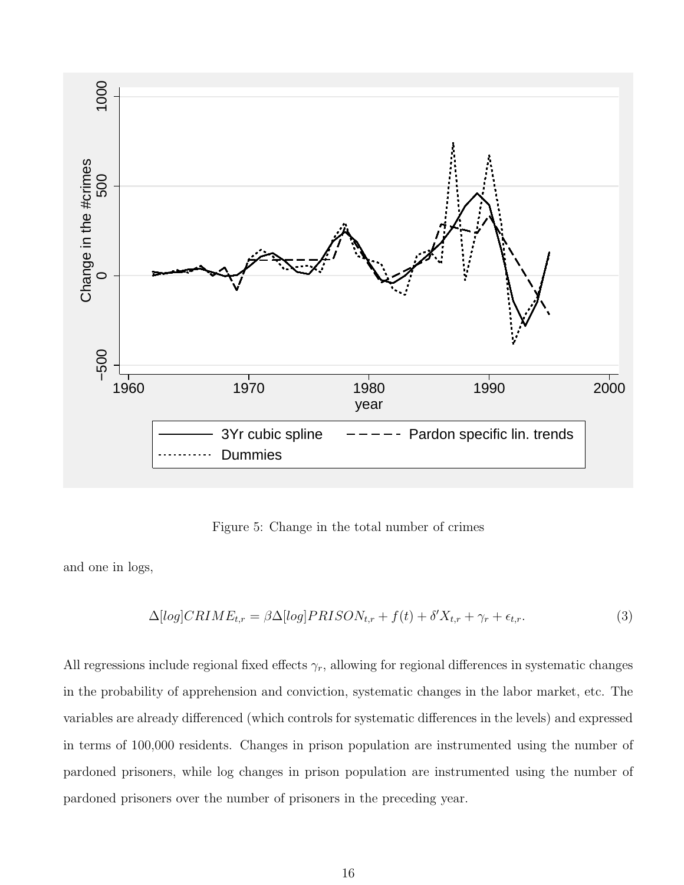Figure 5: Change in the total number of crimes

and one in logs,

$$\Delta[log]CRIME_{t,r} = \beta\Delta[log]PRISON_{t,r} + f(t) + \delta' X_{t,r} + \gamma_r + \epsilon_{t,r}. \tag{3}$$

All regressions include regional fixed effects $\gamma_r$, allowing for regional differences in systematic changes in the probability of apprehension and conviction, systematic changes in the labor market, etc. The variables are already differenced (which controls for systematic differences in the levels) and expressed in terms of 100,000 residents. Changes in prison population are instrumented using the number of pardoned prisoners, while log changes in prison population are instrumented using the number of pardoned prisoners over the number of prisoners in the preceding year.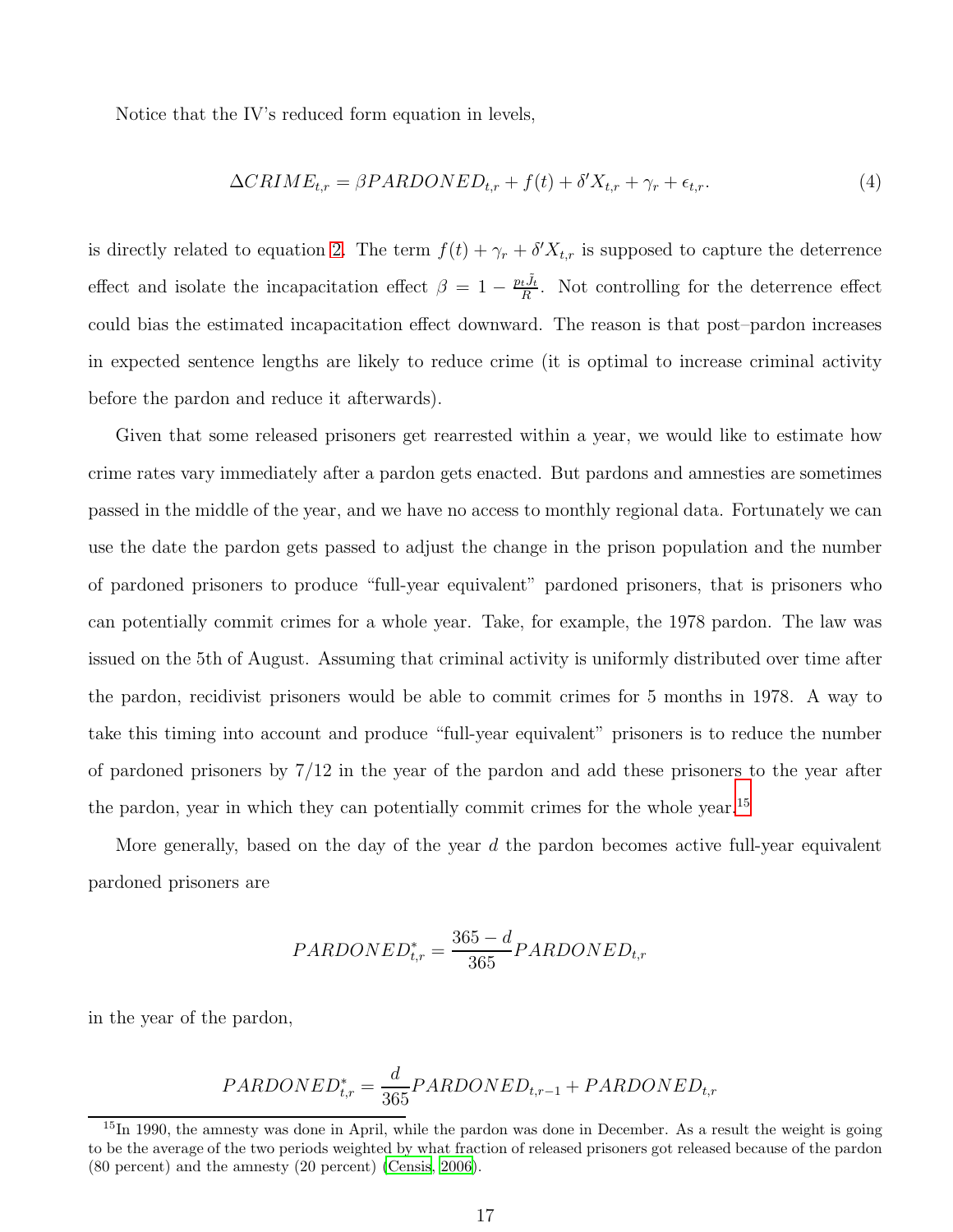Notice that the IV's reduced form equation in levels,

$$\Delta CRIME_{t,r} = \beta PARDONED_{t,r} + f(t) + \delta' X_{t,r} + \gamma_r + \epsilon_{t,r}. \tag{4}$$

is directly related to equation 2. The term $f(t) + \gamma_r + \delta' X_{t,r}$ is supposed to capture the deterrence effect and isolate the incapacitation effect $\beta = 1 - \frac{p_t \tilde{J}_t}{R}$. Not controlling for the deterrence effect could bias the estimated incapacitation effect downward. The reason is that post–pardon increases in expected sentence lengths are likely to reduce crime (it is optimal to increase criminal activity before the pardon and reduce it afterwards).

Given that some released prisoners get rearrested within a year, we would like to estimate how crime rates vary immediately after a pardon gets enacted. But pardons and amnesties are sometimes passed in the middle of the year, and we have no access to monthly regional data. Fortunately we can use the date the pardon gets passed to adjust the change in the prison population and the number of pardoned prisoners to produce "full-year equivalent" pardoned prisoners, that is prisoners who can potentially commit crimes for a whole year. Take, for example, the 1978 pardon. The law was issued on the 5th of August. Assuming that criminal activity is uniformly distributed over time after the pardon, recidivist prisoners would be able to commit crimes for 5 months in 1978. A way to take this timing into account and produce "full-year equivalent" prisoners is to reduce the number of pardoned prisoners by 7/12 in the year of the pardon and add these prisoners to the year after the pardon, year in which they can potentially commit crimes for the whole year.[15]

More generally, based on the day of the year $d$ the pardon becomes active full-year equivalent pardoned prisoners are

$$PARDONED^*_{t,r} = \frac{365 - d}{365} PARDONED_{t,r}$$

in the year of the pardon,

$$PARDONED^*_{t,r} = \frac{d}{365} PARDONED_{t,r-1} + PARDONED_{t,r}$$

[15] In 1990, the amnesty was done in April, while the pardon was done in December. As a result the weight is going to be the average of the two periods weighted by what fraction of released prisoners got released because of the pardon (80 percent) and the amnesty (20 percent) (Censis, 2006).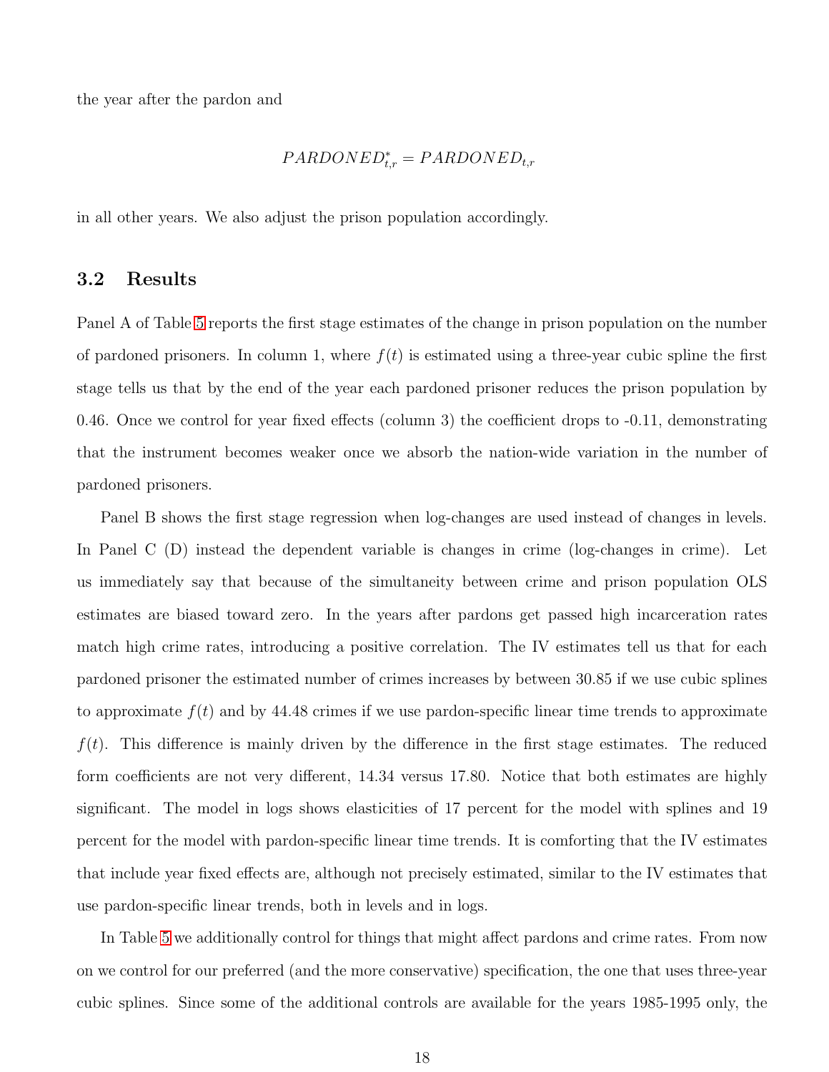the year after the pardon and

$$PARDONED_{t,r}^{*} = PARDONED_{t,r}$$

in all other years. We also adjust the prison population accordingly.

## 3.2 Results

Panel A of Table 5 reports the first stage estimates of the change in prison population on the number of pardoned prisoners. In column 1, where $f(t)$ is estimated using a three-year cubic spline the first stage tells us that by the end of the year each pardoned prisoner reduces the prison population by 0.46. Once we control for year fixed effects (column 3) the coefficient drops to -0.11, demonstrating that the instrument becomes weaker once we absorb the nation-wide variation in the number of pardoned prisoners.

Panel B shows the first stage regression when log-changes are used instead of changes in levels. In Panel C (D) instead the dependent variable is changes in crime (log-changes in crime). Let us immediately say that because of the simultaneity between crime and prison population OLS estimates are biased toward zero. In the years after pardons get passed high incarceration rates match high crime rates, introducing a positive correlation. The IV estimates tell us that for each pardoned prisoner the estimated number of crimes increases by between 30.85 if we use cubic splines to approximate $f(t)$ and by 44.48 crimes if we use pardon-specific linear time trends to approximate $f(t)$. This difference is mainly driven by the difference in the first stage estimates. The reduced form coefficients are not very different, 14.34 versus 17.80. Notice that both estimates are highly significant. The model in logs shows elasticities of 17 percent for the model with splines and 19 percent for the model with pardon-specific linear time trends. It is comforting that the IV estimates that include year fixed effects are, although not precisely estimated, similar to the IV estimates that use pardon-specific linear trends, both in levels and in logs.

In Table 5 we additionally control for things that might affect pardons and crime rates. From now on we control for our preferred (and the more conservative) specification, the one that uses three-year cubic splines. Since some of the additional controls are available for the years 1985-1995 only, the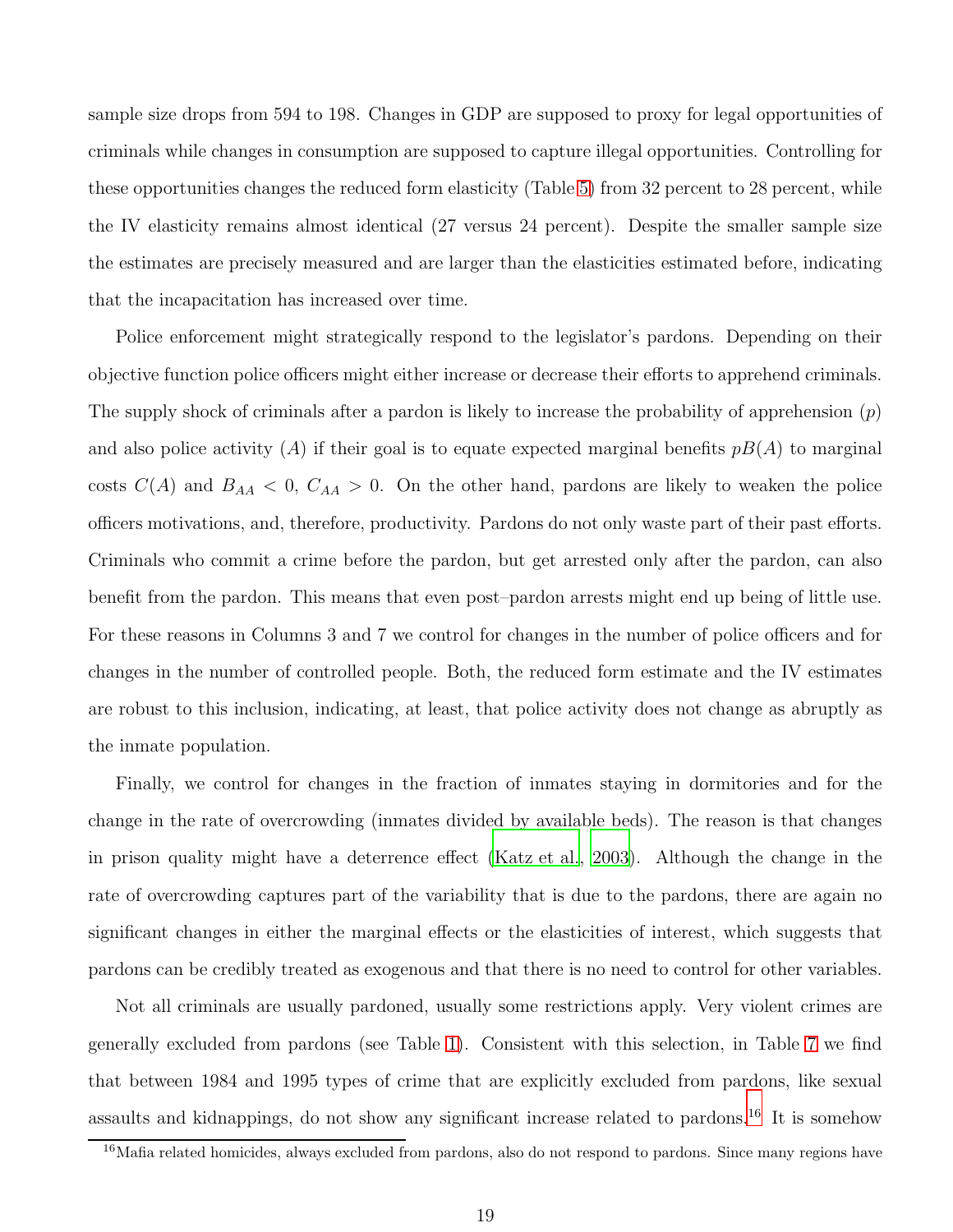sample size drops from 594 to 198. Changes in GDP are supposed to proxy for legal opportunities of criminals while changes in consumption are supposed to capture illegal opportunities. Controlling for these opportunities changes the reduced form elasticity (Table 5) from 32 percent to 28 percent, while the IV elasticity remains almost identical (27 versus 24 percent). Despite the smaller sample size the estimates are precisely measured and are larger than the elasticities estimated before, indicating that the incapacitation has increased over time.

Police enforcement might strategically respond to the legislator's pardons. Depending on their objective function police officers might either increase or decrease their efforts to apprehend criminals. The supply shock of criminals after a pardon is likely to increase the probability of apprehension ($p$) and also police activity ($A$) if their goal is to equate expected marginal benefits $pB(A)$ to marginal costs $C(A)$ and $B_{AA} < 0$, $C_{AA} > 0$. On the other hand, pardons are likely to weaken the police officers motivations, and, therefore, productivity. Pardons do not only waste part of their past efforts. Criminals who commit a crime before the pardon, but get arrested only after the pardon, can also benefit from the pardon. This means that even post–pardon arrests might end up being of little use. For these reasons in Columns 3 and 7 we control for changes in the number of police officers and for changes in the number of controlled people. Both, the reduced form estimate and the IV estimates are robust to this inclusion, indicating, at least, that police activity does not change as abruptly as the inmate population.

Finally, we control for changes in the fraction of inmates staying in dormitories and for the change in the rate of overcrowding (inmates divided by available beds). The reason is that changes in prison quality might have a deterrence effect (Katz et al., 2003). Although the change in the rate of overcrowding captures part of the variability that is due to the pardons, there are again no significant changes in either the marginal effects or the elasticities of interest, which suggests that pardons can be credibly treated as exogenous and that there is no need to control for other variables.

Not all criminals are usually pardoned, usually some restrictions apply. Very violent crimes are generally excluded from pardons (see Table 1). Consistent with this selection, in Table 7 we find that between 1984 and 1995 types of crime that are explicitly excluded from pardons, like sexual assaults and kidnappings, do not show any significant increase related to pardons.[16] It is somehow

[16] Mafia related homicides, always excluded from pardons, also do not respond to pardons. Since many regions have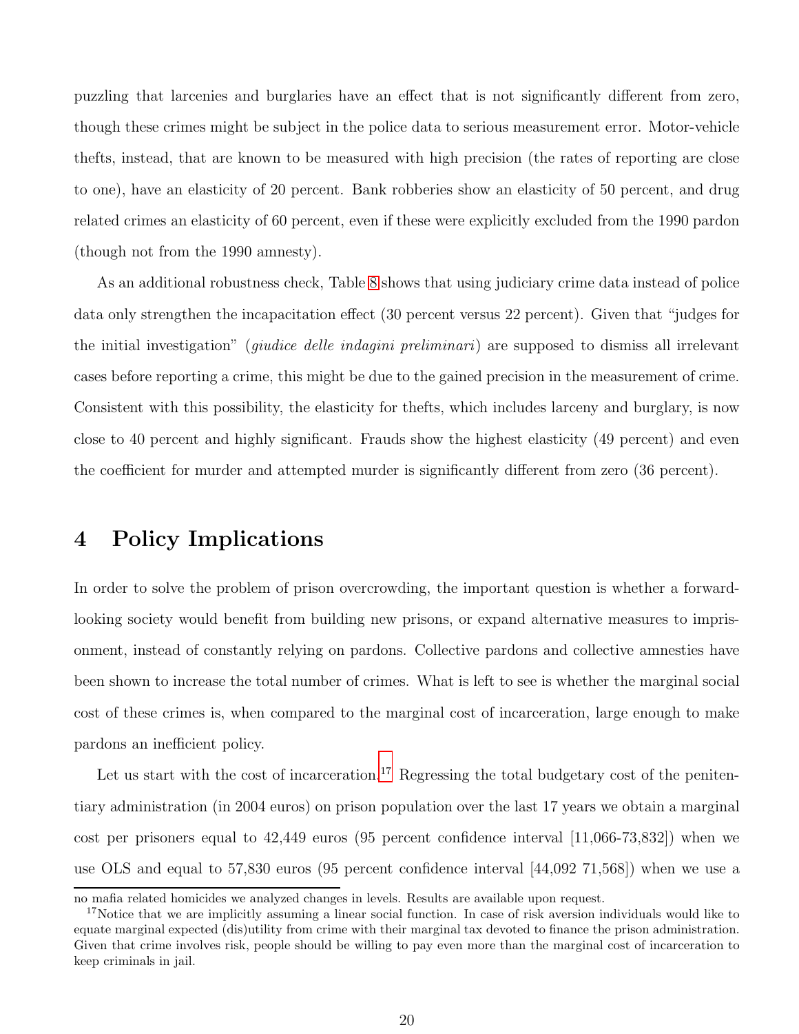puzzling that larcenies and burglaries have an effect that is not significantly different from zero, though these crimes might be subject in the police data to serious measurement error. Motor-vehicle thefts, instead, that are known to be measured with high precision (the rates of reporting are close to one), have an elasticity of 20 percent. Bank robberies show an elasticity of 50 percent, and drug related crimes an elasticity of 60 percent, even if these were explicitly excluded from the 1990 pardon (though not from the 1990 amnesty).

As an additional robustness check, Table 8 shows that using judiciary crime data instead of police data only strengthen the incapacitation effect (30 percent versus 22 percent). Given that "judges for the initial investigation" (*giudice delle indagini preliminari*) are supposed to dismiss all irrelevant cases before reporting a crime, this might be due to the gained precision in the measurement of crime. Consistent with this possibility, the elasticity for thefts, which includes larceny and burglary, is now close to 40 percent and highly significant. Frauds show the highest elasticity (49 percent) and even the coefficient for murder and attempted murder is significantly different from zero (36 percent).

# 4 Policy Implications

In order to solve the problem of prison overcrowding, the important question is whether a forward-looking society would benefit from building new prisons, or expand alternative measures to imprisonment, instead of constantly relying on pardons. Collective pardons and collective amnesties have been shown to increase the total number of crimes. What is left to see is whether the marginal social cost of these crimes is, when compared to the marginal cost of incarceration, large enough to make pardons an inefficient policy.

Let us start with the cost of incarceration.[17] Regressing the total budgetary cost of the penitentiary administration (in 2004 euros) on prison population over the last 17 years we obtain a marginal cost per prisoners equal to 42,449 euros (95 percent confidence interval [11,066-73,832]) when we use OLS and equal to 57,830 euros (95 percent confidence interval [44,092 71,568]) when we use a

---

no mafia related homicides we analyzed changes in levels. Results are available upon request.

[17] Notice that we are implicitly assuming a linear social function. In case of risk aversion individuals would like to equate marginal expected (dis)utility from crime with their marginal tax devoted to finance the prison administration. Given that crime involves risk, people should be willing to pay even more than the marginal cost of incarceration to keep criminals in jail.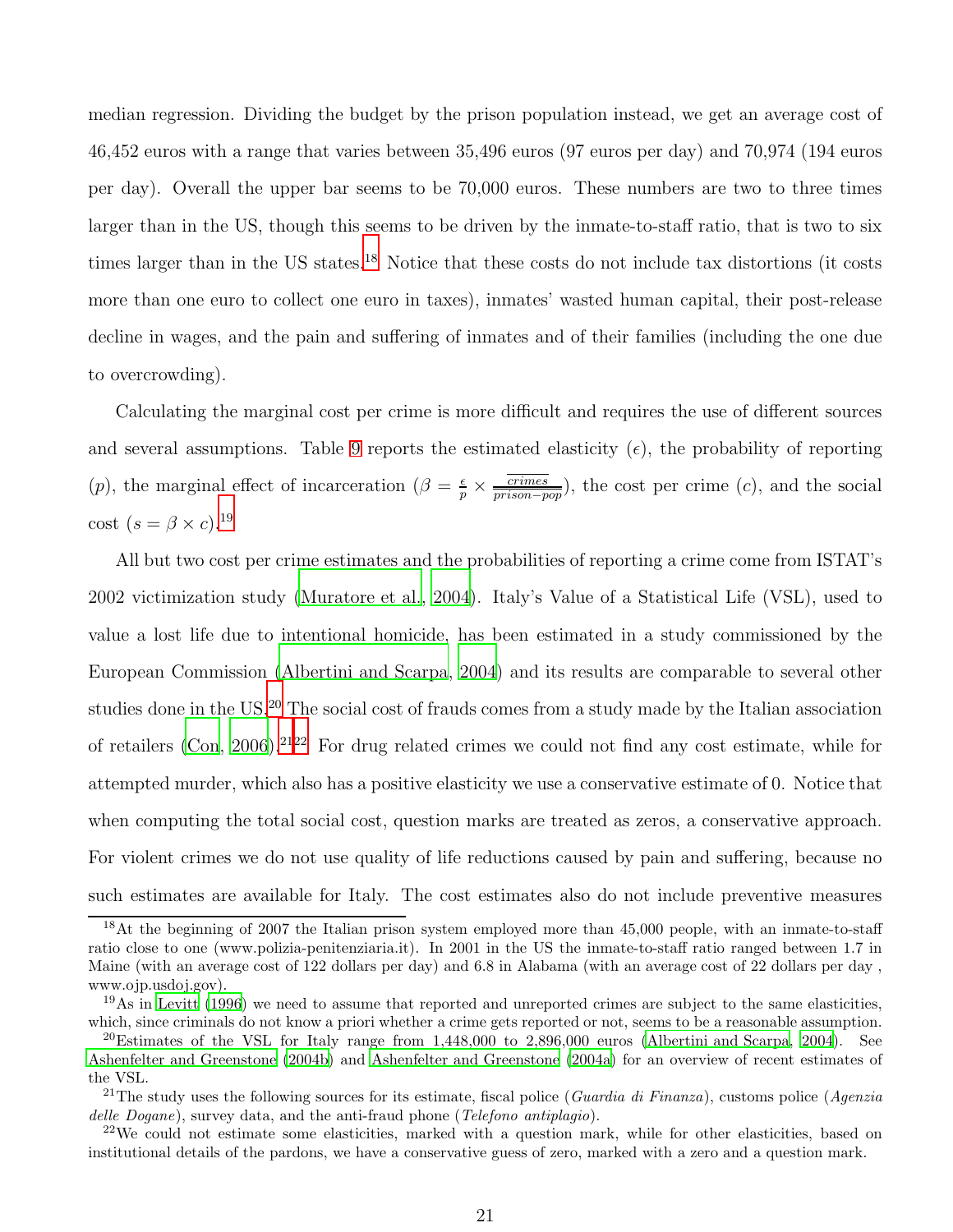median regression. Dividing the budget by the prison population instead, we get an average cost of 46,452 euros with a range that varies between 35,496 euros (97 euros per day) and 70,974 (194 euros per day). Overall the upper bar seems to be 70,000 euros. These numbers are two to three times larger than in the US, though this seems to be driven by the inmate-to-staff ratio, that is two to six times larger than in the US states.[18] Notice that these costs do not include tax distortions (it costs more than one euro to collect one euro in taxes), inmates' wasted human capital, their post-release decline in wages, and the pain and suffering of inmates and of their families (including the one due to overcrowding).

Calculating the marginal cost per crime is more difficult and requires the use of different sources and several assumptions. Table 9 reports the estimated elasticity ($\epsilon$), the probability of reporting ($p$), the marginal effect of incarceration ($\beta = \frac{\epsilon}{p} \times \frac{\overline{crimes}}{\overline{prison-pop}}$), the cost per crime ($c$), and the social cost ($s = \beta \times c$).[19]

All but two cost per crime estimates and the probabilities of reporting a crime come from ISTAT's 2002 victimization study (Muratore et al., 2004). Italy's Value of a Statistical Life (VSL), used to value a lost life due to intentional homicide, has been estimated in a study commissioned by the European Commission (Albertini and Scarpa, 2004) and its results are comparable to several other studies done in the US.[20] The social cost of frauds comes from a study made by the Italian association of retailers (Con, 2006).[21][22] For drug related crimes we could not find any cost estimate, while for attempted murder, which also has a positive elasticity we use a conservative estimate of 0. Notice that when computing the total social cost, question marks are treated as zeros, a conservative approach. For violent crimes we do not use quality of life reductions caused by pain and suffering, because no such estimates are available for Italy. The cost estimates also do not include preventive measures

[18] At the beginning of 2007 the Italian prison system employed more than 45,000 people, with an inmate-to-staff ratio close to one (www.polizia-penitenziaria.it). In 2001 in the US the inmate-to-staff ratio ranged between 1.7 in Maine (with an average cost of 122 dollars per day) and 6.8 in Alabama (with an average cost of 22 dollars per day , www.ojp.usdoj.gov).

[19] As in Levitt (1996) we need to assume that reported and unreported crimes are subject to the same elasticities, which, since criminals do not know a priori whether a crime gets reported or not, seems to be a reasonable assumption.

[20] Estimates of the VSL for Italy range from 1,448,000 to 2,896,000 euros (Albertini and Scarpa, 2004). See Ashenfelter and Greenstone (2004b) and Ashenfelter and Greenstone (2004a) for an overview of recent estimates of the VSL.

[21] The study uses the following sources for its estimate, fiscal police (*Guardia di Finanza*), customs police (*Agenzia delle Dogane*), survey data, and the anti-fraud phone (*Telefono antiplagio*).

[22] We could not estimate some elasticities, marked with a question mark, while for other elasticities, based on institutional details of the pardons, we have a conservative guess of zero, marked with a zero and a question mark.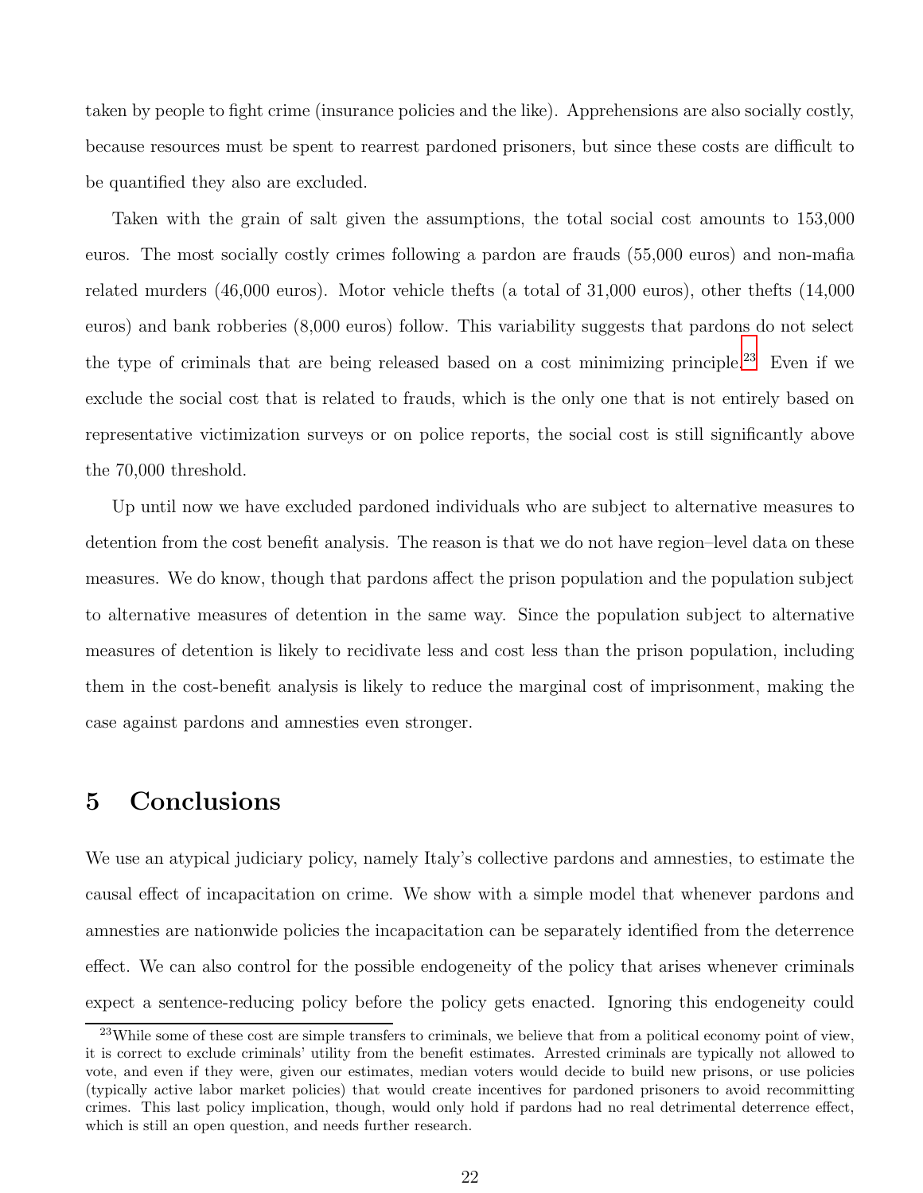taken by people to fight crime (insurance policies and the like). Apprehensions are also socially costly, because resources must be spent to rearrest pardoned prisoners, but since these costs are difficult to be quantified they also are excluded.

Taken with the grain of salt given the assumptions, the total social cost amounts to 153,000 euros. The most socially costly crimes following a pardon are frauds (55,000 euros) and non-mafia related murders (46,000 euros). Motor vehicle thefts (a total of 31,000 euros), other thefts (14,000 euros) and bank robberies (8,000 euros) follow. This variability suggests that pardons do not select the type of criminals that are being released based on a cost minimizing principle.[23] Even if we exclude the social cost that is related to frauds, which is the only one that is not entirely based on representative victimization surveys or on police reports, the social cost is still significantly above the 70,000 threshold.

Up until now we have excluded pardoned individuals who are subject to alternative measures to detention from the cost benefit analysis. The reason is that we do not have region–level data on these measures. We do know, though that pardons affect the prison population and the population subject to alternative measures of detention in the same way. Since the population subject to alternative measures of detention is likely to recidivate less and cost less than the prison population, including them in the cost-benefit analysis is likely to reduce the marginal cost of imprisonment, making the case against pardons and amnesties even stronger.

# 5 Conclusions

We use an atypical judiciary policy, namely Italy's collective pardons and amnesties, to estimate the causal effect of incapacitation on crime. We show with a simple model that whenever pardons and amnesties are nationwide policies the incapacitation can be separately identified from the deterrence effect. We can also control for the possible endogeneity of the policy that arises whenever criminals expect a sentence-reducing policy before the policy gets enacted. Ignoring this endogeneity could

[23] While some of these cost are simple transfers to criminals, we believe that from a political economy point of view, it is correct to exclude criminals' utility from the benefit estimates. Arrested criminals are typically not allowed to vote, and even if they were, given our estimates, median voters would decide to build new prisons, or use policies (typically active labor market policies) that would create incentives for pardoned prisoners to avoid recommitting crimes. This last policy implication, though, would only hold if pardons had no real detrimental deterrence effect, which is still an open question, and needs further research.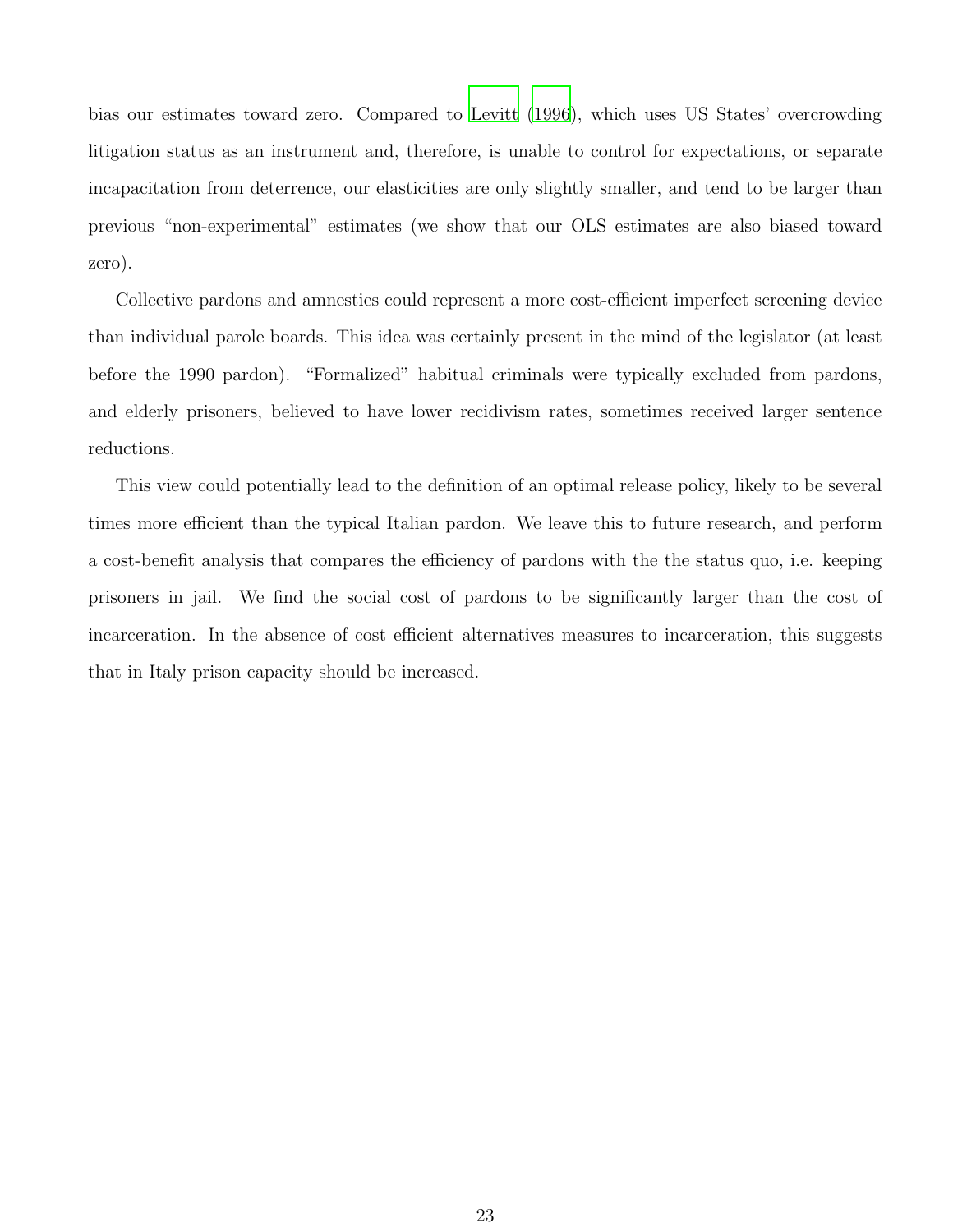bias our estimates toward zero. Compared to Levitt (1996), which uses US States' overcrowding litigation status as an instrument and, therefore, is unable to control for expectations, or separate incapacitation from deterrence, our elasticities are only slightly smaller, and tend to be larger than previous "non-experimental" estimates (we show that our OLS estimates are also biased toward zero).

Collective pardons and amnesties could represent a more cost-efficient imperfect screening device than individual parole boards. This idea was certainly present in the mind of the legislator (at least before the 1990 pardon). "Formalized" habitual criminals were typically excluded from pardons, and elderly prisoners, believed to have lower recidivism rates, sometimes received larger sentence reductions.

This view could potentially lead to the definition of an optimal release policy, likely to be several times more efficient than the typical Italian pardon. We leave this to future research, and perform a cost-benefit analysis that compares the efficiency of pardons with the the status quo, i.e. keeping prisoners in jail. We find the social cost of pardons to be significantly larger than the cost of incarceration. In the absence of cost efficient alternatives measures to incarceration, this suggests that in Italy prison capacity should be increased.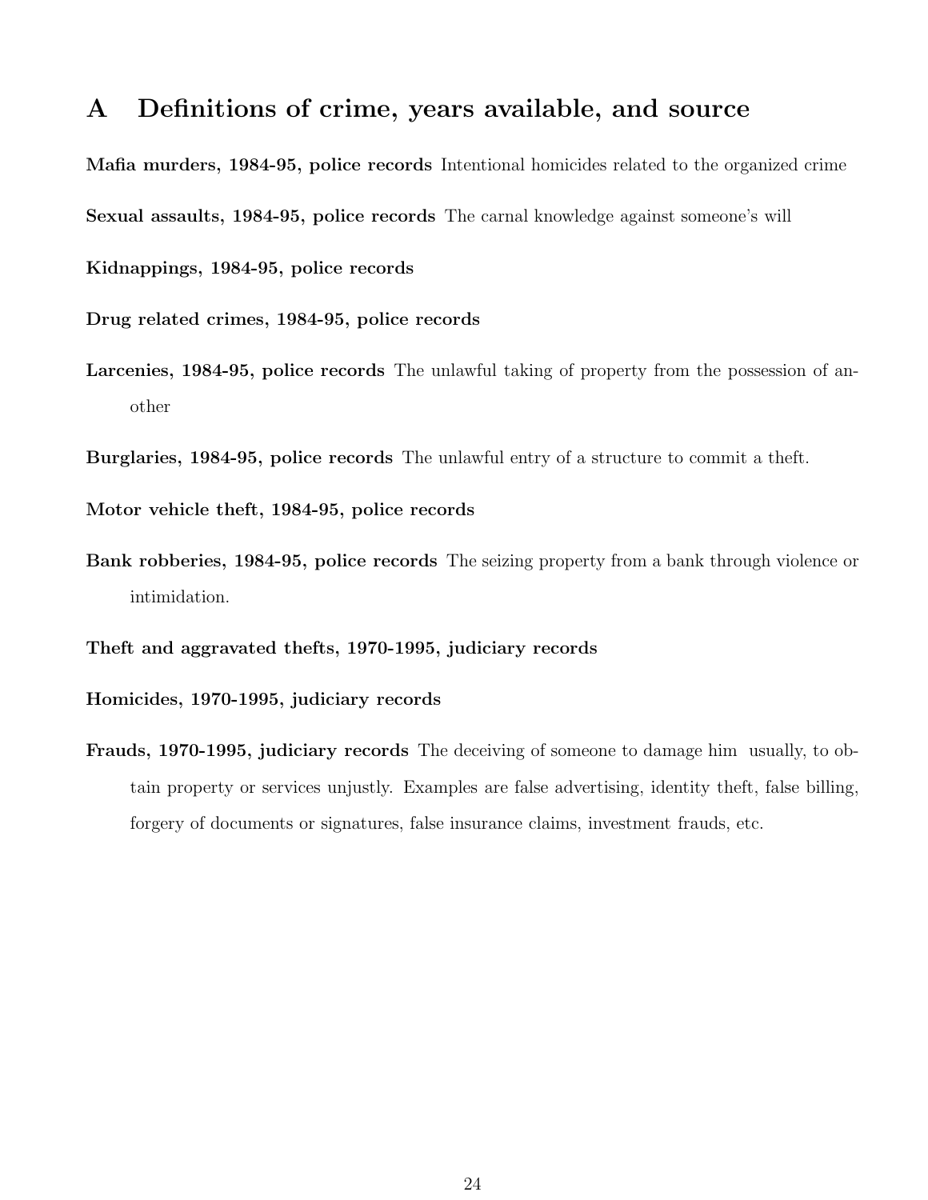# A Definitions of crime, years available, and source

**Mafia murders, 1984-95, police records** Intentional homicides related to the organized crime

**Sexual assaults, 1984-95, police records** The carnal knowledge against someone's will

**Kidnappings, 1984-95, police records**

**Drug related crimes, 1984-95, police records**

**Larcenies, 1984-95, police records** The unlawful taking of property from the possession of another

**Burglaries, 1984-95, police records** The unlawful entry of a structure to commit a theft.

**Motor vehicle theft, 1984-95, police records**

**Bank robberies, 1984-95, police records** The seizing property from a bank through violence or intimidation.

**Theft and aggravated thefts, 1970-1995, judiciary records**

**Homicides, 1970-1995, judiciary records**

**Frauds, 1970-1995, judiciary records** The deceiving of someone to damage him usually, to obtain property or services unjustly. Examples are false advertising, identity theft, false billing, forgery of documents or signatures, false insurance claims, investment frauds, etc.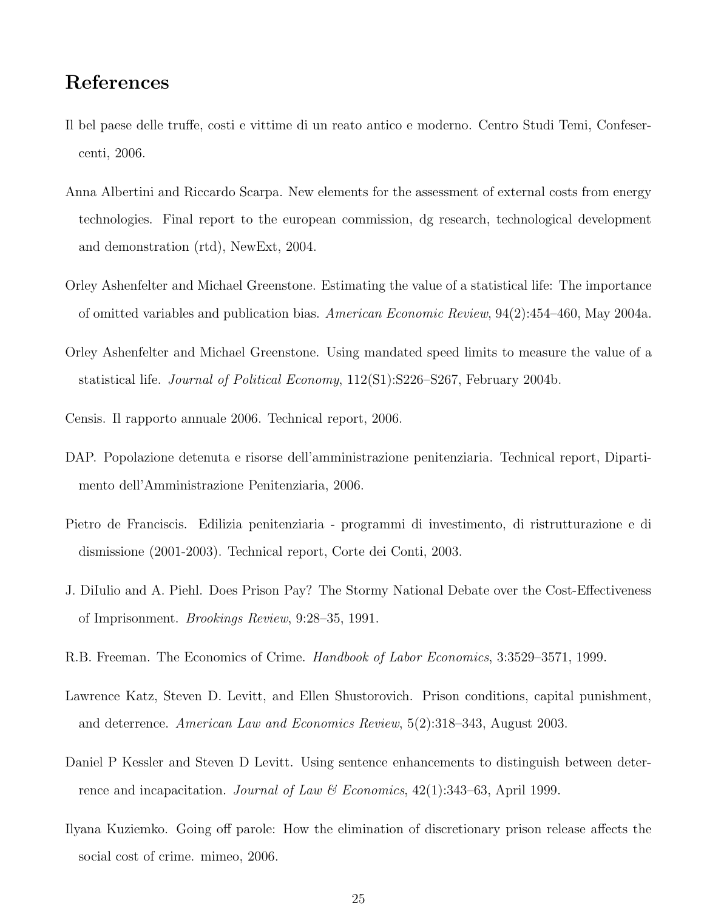# References

Il bel paese delle truffe, costi e vittime di un reato antico e moderno. Centro Studi Temi, Confesercenti, 2006.

Anna Albertini and Riccardo Scarpa. New elements for the assessment of external costs from energy technologies. Final report to the european commission, dg research, technological development and demonstration (rtd), NewExt, 2004.

Orley Ashenfelter and Michael Greenstone. Estimating the value of a statistical life: The importance of omitted variables and publication bias. *American Economic Review*, 94(2):454–460, May 2004a.

Orley Ashenfelter and Michael Greenstone. Using mandated speed limits to measure the value of a statistical life. *Journal of Political Economy*, 112(S1):S226–S267, February 2004b.

Censis. Il rapporto annuale 2006. Technical report, 2006.

DAP. Popolazione detenuta e risorse dell'amministrazione penitenziaria. Technical report, Dipartimento dell'Amministrazione Penitenziaria, 2006.

Pietro de Franciscis. Edilizia penitenziaria - programmi di investimento, di ristrutturazione e di dismissione (2001-2003). Technical report, Corte dei Conti, 2003.

J. DiIulio and A. Piehl. Does Prison Pay? The Stormy National Debate over the Cost-Effectiveness of Imprisonment. *Brookings Review*, 9:28–35, 1991.

R.B. Freeman. The Economics of Crime. *Handbook of Labor Economics*, 3:3529–3571, 1999.

Lawrence Katz, Steven D. Levitt, and Ellen Shustorovich. Prison conditions, capital punishment, and deterrence. *American Law and Economics Review*, 5(2):318–343, August 2003.

Daniel P Kessler and Steven D Levitt. Using sentence enhancements to distinguish between deterrence and incapacitation. *Journal of Law & Economics*, 42(1):343–63, April 1999.

Ilyana Kuziemko. Going off parole: How the elimination of discretionary prison release affects the social cost of crime. mimeo, 2006.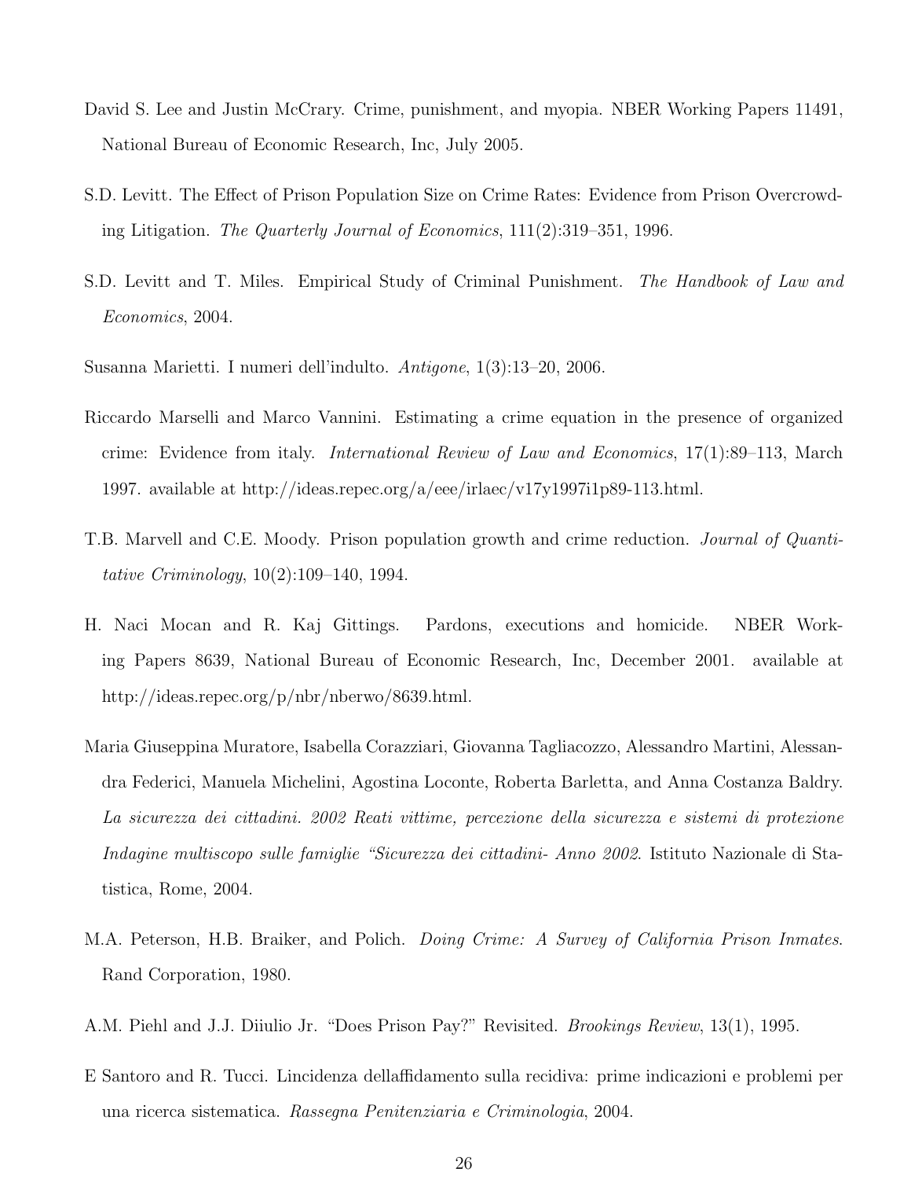David S. Lee and Justin McCrary. Crime, punishment, and myopia. NBER Working Papers 11491, National Bureau of Economic Research, Inc, July 2005.

S.D. Levitt. The Effect of Prison Population Size on Crime Rates: Evidence from Prison Overcrowding Litigation. *The Quarterly Journal of Economics*, 111(2):319–351, 1996.

S.D. Levitt and T. Miles. Empirical Study of Criminal Punishment. *The Handbook of Law and Economics*, 2004.

Susanna Marietti. I numeri dell'indulto. *Antigone*, 1(3):13–20, 2006.

Riccardo Marselli and Marco Vannini. Estimating a crime equation in the presence of organized crime: Evidence from italy. *International Review of Law and Economics*, 17(1):89–113, March 1997. available at http://ideas.repec.org/a/eee/irlaec/v17y1997i1p89-113.html.

T.B. Marvell and C.E. Moody. Prison population growth and crime reduction. *Journal of Quantitative Criminology*, 10(2):109–140, 1994.

H. Naci Mocan and R. Kaj Gittings. Pardons, executions and homicide. NBER Working Papers 8639, National Bureau of Economic Research, Inc, December 2001. available at http://ideas.repec.org/p/nbr/nberwo/8639.html.

Maria Giuseppina Muratore, Isabella Corazziari, Giovanna Tagliacozzo, Alessandro Martini, Alessandra Federici, Manuela Michelini, Agostina Loconte, Roberta Barletta, and Anna Costanza Baldry. *La sicurezza dei cittadini. 2002 Reati vittime, percezione della sicurezza e sistemi di protezione Indagine multiscopo sulle famiglie "Sicurezza dei cittadini- Anno 2002*. Istituto Nazionale di Statistica, Rome, 2004.

M.A. Peterson, H.B. Braiker, and Polich. *Doing Crime: A Survey of California Prison Inmates*. Rand Corporation, 1980.

A.M. Piehl and J.J. Diiulio Jr. "Does Prison Pay?" Revisited. *Brookings Review*, 13(1), 1995.

E Santoro and R. Tucci. Lincidenza dellaffidamento sulla recidiva: prime indicazioni e problemi per una ricerca sistematica. *Rassegna Penitenziaria e Criminologia*, 2004.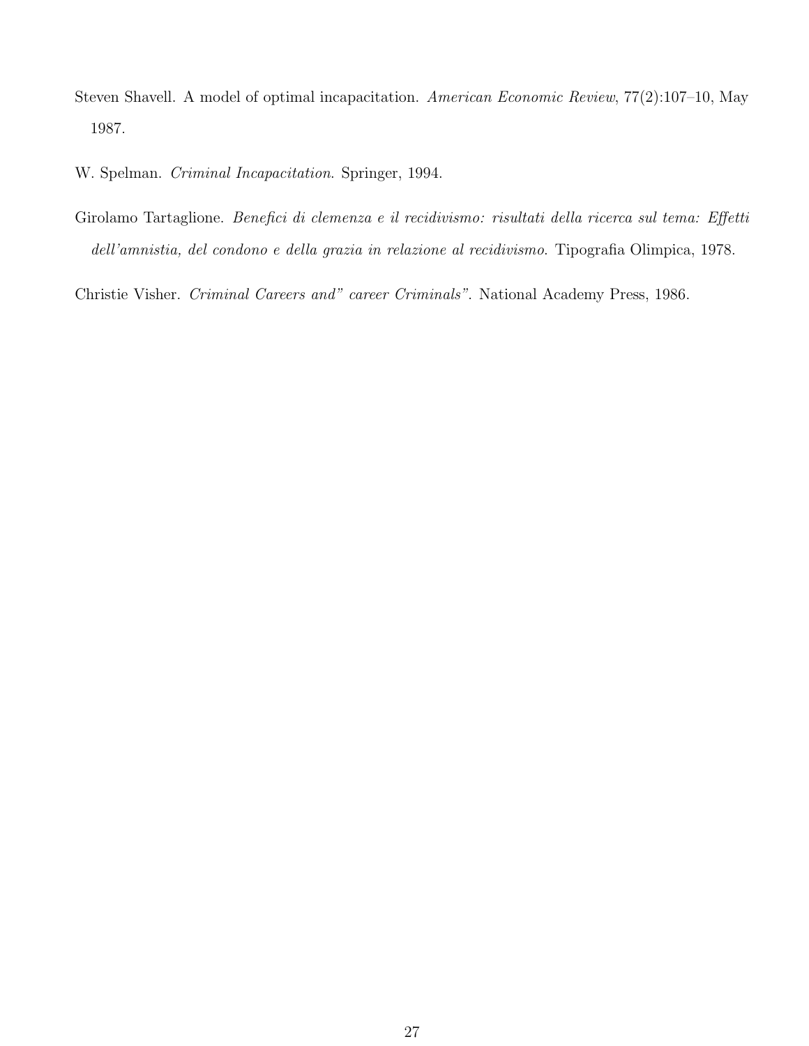Steven Shavell. A model of optimal incapacitation. *American Economic Review*, 77(2):107–10, May 1987.

W. Spelman. *Criminal Incapacitation*. Springer, 1994.

Girolamo Tartaglione. *Benefici di clemenza e il recidivismo: risultati della ricerca sul tema: Effetti dell'amnistia, del condono e della grazia in relazione al recidivismo*. Tipografia Olimpica, 1978.

Christie Visher. *Criminal Careers and" career Criminals"*. National Academy Press, 1986.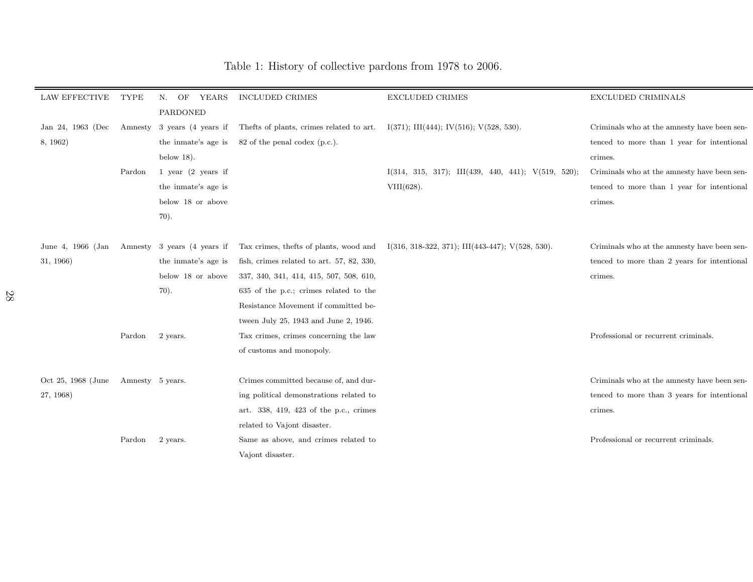Table 1: History of collective pardons from 1978 to 2006.

| LAW EFFECTIVE | TYPE | N. OF YEARS PARDONED | INCLUDED CRIMES | EXCLUDED CRIMES | EXCLUDED CRIMINALS |
|---|---|---|---|---|---|
| Jan 24, 1963 (Dec 8, 1962) | Amnesty | 3 years (4 years if the inmate's age is below 18). | Thefts of plants, crimes related to art. 82 of the penal codex (p.c.). | I(371); III(444); IV(516); V(528, 530). | Criminals who at the amnesty have been sentenced to more than 1 year for intentional crimes. |
| | Pardon | 1 year (2 years if the inmate's age is below 18 or above 70). | | I(314, 315, 317); III(439, 440, 441); V(519, 520); VIII(628). | Criminals who at the amnesty have been sentenced to more than 1 year for intentional crimes. |
| June 4, 1966 (Jan 31, 1966) | Amnesty | 3 years (4 years if the inmate's age is below 18 or above 70). | Tax crimes, thefts of plants, wood and fish, crimes related to art. 57, 82, 330, 337, 340, 341, 414, 415, 507, 508, 610, 635 of the p.c.; crimes related to the Resistance Movement if committed between July 25, 1943 and June 2, 1946. | I(316, 318-322, 371); III(443-447); V(528, 530). | Criminals who at the amnesty have been sentenced to more than 2 years for intentional crimes. |
| | Pardon | 2 years. | Tax crimes, crimes concerning the law of customs and monopoly. | | Professional or recurrent criminals. |
| Oct 25, 1968 (June 27, 1968) | Amnesty | 5 years. | Crimes committed because of, and during political demonstrations related to art. 338, 419, 423 of the p.c., crimes related to Vajont disaster. | | Criminals who at the amnesty have been sentenced to more than 3 years for intentional crimes. |
| | Pardon | 2 years. | Same as above, and crimes related to Vajont disaster. | | Professional or recurrent criminals. |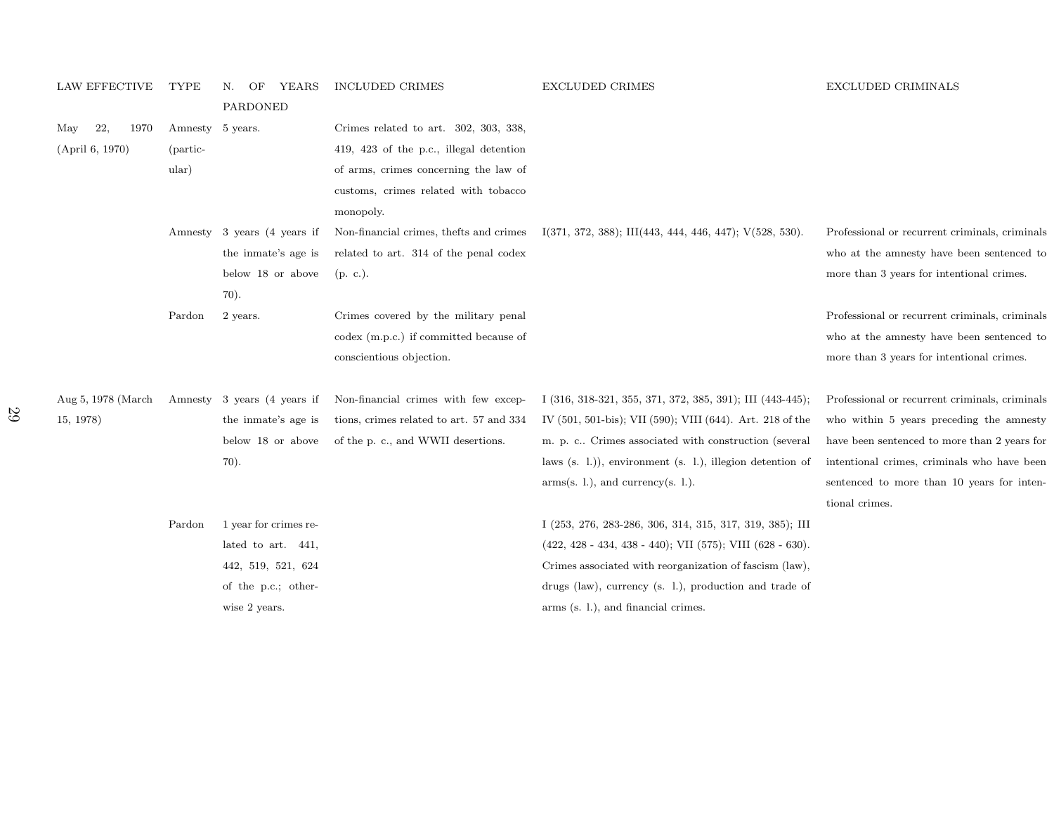| LAW EFFECTIVE | TYPE | N. OF YEARS PARDONED | INCLUDED CRIMES | EXCLUDED CRIMES | EXCLUDED CRIMINALS |
|---|---|---|---|---|---|
| May 22, 1970 (April 6, 1970) | Amnesty (particular) | 5 years. | Crimes related to art. 302, 303, 338, 419, 423 of the p.c., illegal detention of arms, crimes concerning the law of customs, crimes related with tobacco monopoly. | | |
| | Amnesty | 3 years (4 years if the inmate's age is below 18 or above 70). | Non-financial crimes, thefts and crimes related to art. 314 of the penal codex (p. c.). | I(371, 372, 388); III(443, 444, 446, 447); V(528, 530). | Professional or recurrent criminals, criminals who at the amnesty have been sentenced to more than 3 years for intentional crimes. |
| | Pardon | 2 years. | Crimes covered by the military penal codex (m.p.c.) if committed because of conscientious objection. | | Professional or recurrent criminals, criminals who at the amnesty have been sentenced to more than 3 years for intentional crimes. |
| Aug 5, 1978 (March 15, 1978) | Amnesty | 3 years (4 years if the inmate's age is below 18 or above 70). | Non-financial crimes with few exceptions, crimes related to art. 57 and 334 of the p. c., and WWII desertions. | I (316, 318-321, 355, 371, 372, 385, 391); III (443-445); IV (501, 501-bis); VII (590); VIII (644). Art. 218 of the m. p. c.. Crimes associated with construction (several laws (s. l.)), environment (s. l.), illegion detention of arms(s. l.), and currency(s. l.). | Professional or recurrent criminals, criminals who within 5 years preceding the amnesty have been sentenced to more than 2 years for intentional crimes, criminals who have been sentenced to more than 10 years for intentional crimes. |
| | Pardon | 1 year for crimes related to art. 441, 442, 519, 521, 624 of the p.c.; otherwise 2 years. | | I (253, 276, 283-286, 306, 314, 315, 317, 319, 385); III (422, 428 - 434, 438 - 440); VII (575); VIII (628 - 630). Crimes associated with reorganization of fascism (law), drugs (law), currency (s. l.), production and trade of arms (s. l.), and financial crimes. | |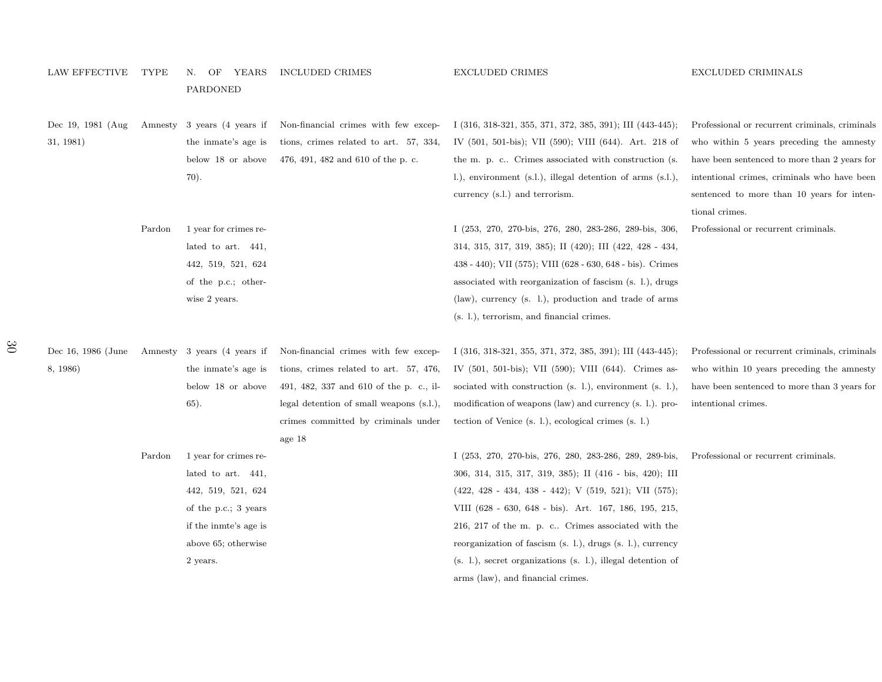| LAW EFFECTIVE | TYPE | N. OF YEARS PARDONED | INCLUDED CRIMES | EXCLUDED CRIMES | EXCLUDED CRIMINALS |
|---|---|---|---|---|---|
| Dec 19, 1981 (Aug 31, 1981) | Amnesty | 3 years (4 years if the inmate's age is below 18 or above 70). | Non-financial crimes with few exceptions, crimes related to art. 57, 334, 476, 491, 482 and 610 of the p. c. | I (316, 318-321, 355, 371, 372, 385, 391); III (443-445); IV (501, 501-bis); VII (590); VIII (644). Art. 218 of the m. p. c.. Crimes associated with construction (s. l.), environment (s.l.), illegal detention of arms (s.l.), currency (s.l.) and terrorism. | Professional or recurrent criminals, criminals who within 5 years preceding the amnesty have been sentenced to more than 2 years for intentional crimes, criminals who have been sentenced to more than 10 years for intentional crimes. |
| | Pardon | 1 year for crimes related to art. 441, 442, 519, 521, 624 of the p.c.; otherwise 2 years. | | I (253, 270, 270-bis, 276, 280, 283-286, 289-bis, 306, 314, 315, 317, 319, 385); II (420); III (422, 428 - 434, 438 - 440); VII (575); VIII (628 - 630, 648 - bis). Crimes associated with reorganization of fascism (s. l.), drugs (law), currency (s. l.), production and trade of arms (s. l.), terrorism, and financial crimes. | Professional or recurrent criminals. |
| Dec 16, 1986 (June 8, 1986) | Amnesty | 3 years (4 years if the inmate's age is below 18 or above 65). | Non-financial crimes with few exceptions, crimes related to art. 57, 476, 491, 482, 337 and 610 of the p. c., illegal detention of small weapons (s.l.), crimes committed by criminals under age 18 | I (316, 318-321, 355, 371, 372, 385, 391); III (443-445); IV (501, 501-bis); VII (590); VIII (644). Crimes associated with construction (s. l.), environment (s. l.), modification of weapons (law) and currency (s. l.). protection of Venice (s. l.), ecological crimes (s. l.) | Professional or recurrent criminals, criminals who within 10 years preceding the amnesty have been sentenced to more than 3 years for intentional crimes. |
| | Pardon | 1 year for crimes related to art. 441, 442, 519, 521, 624 of the p.c.; 3 years if the inmte's age is above 65; otherwise 2 years. | | I (253, 270, 270-bis, 276, 280, 283-286, 289, 289-bis, 306, 314, 315, 317, 319, 385); II (416 - bis, 420); III (422, 428 - 434, 438 - 442); V (519, 521); VII (575); VIII (628 - 630, 648 - bis). Art. 167, 186, 195, 215, 216, 217 of the m. p. c.. Crimes associated with the reorganization of fascism (s. l.), drugs (s. l.), currency (s. l.), secret organizations (s. l.), illegal detention of arms (law), and financial crimes. | Professional or recurrent criminals. |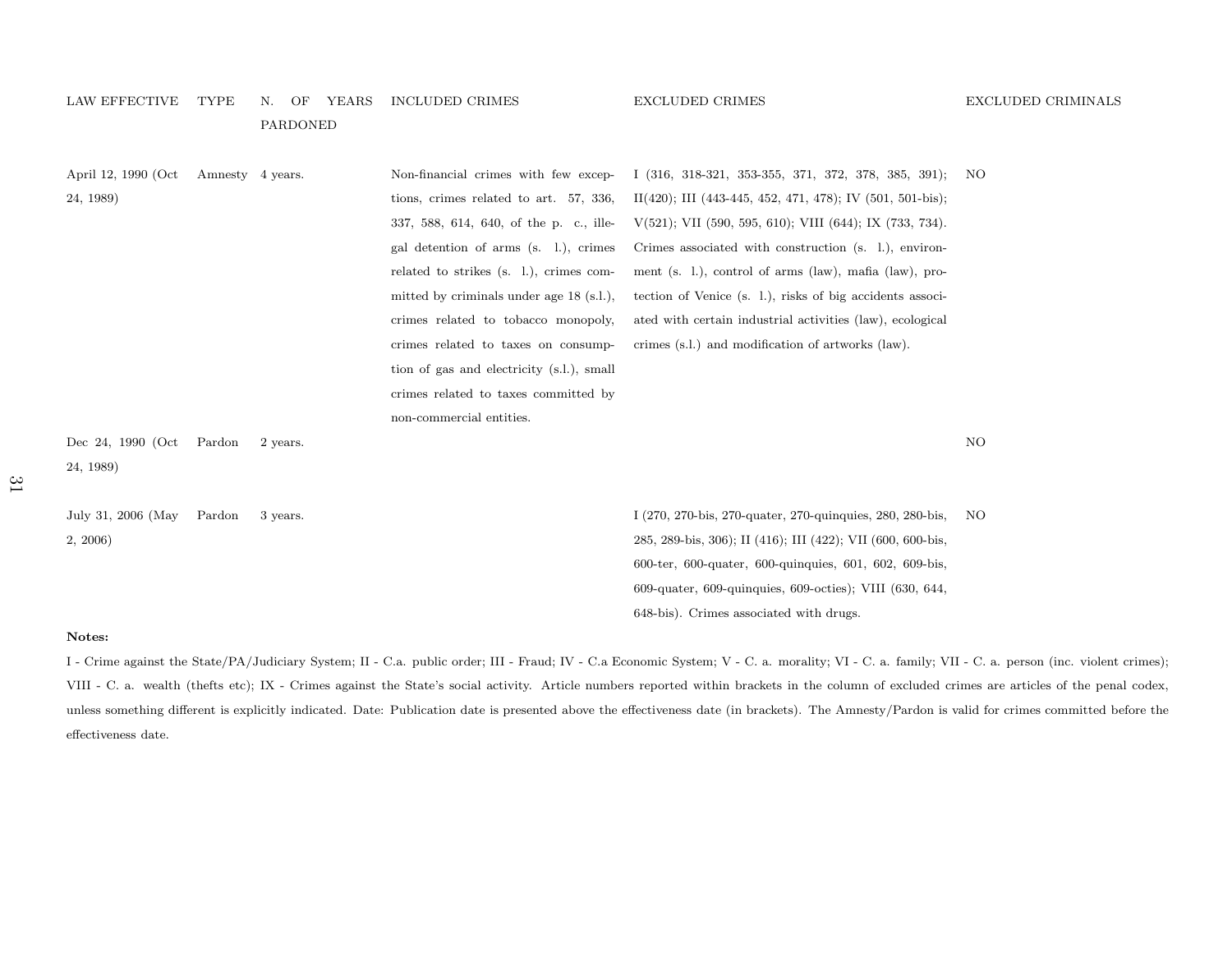| LAW EFFECTIVE | TYPE | N. OF YEARS PARDONED | INCLUDED CRIMES | EXCLUDED CRIMES | EXCLUDED CRIMINALS |
|---|---|---|---|---|---|
| April 12, 1990 (Oct 24, 1989) | Amnesty | 4 years. | Non-financial crimes with few exceptions, crimes related to art. 57, 336, 337, 588, 614, 640, of the p. c., illegal detention of arms (s. l.), crimes related to strikes (s. l.), crimes committed by criminals under age 18 (s.l.), crimes related to tobacco monopoly, crimes related to taxes on consumption of gas and electricity (s.l.), small crimes related to taxes committed by non-commercial entities. | I (316, 318-321, 353-355, 371, 372, 378, 385, 391); II(420); III (443-445, 452, 471, 478); IV (501, 501-bis); V(521); VII (590, 595, 610); VIII (644); IX (733, 734). Crimes associated with construction (s. l.), environment (s. l.), control of arms (law), mafia (law), protection of Venice (s. l.), risks of big accidents associated with certain industrial activities (law), ecological crimes (s.l.) and modification of artworks (law). | NO |
| Dec 24, 1990 (Oct 24, 1989) | Pardon | 2 years. | | | NO |
| July 31, 2006 (May 2, 2006) | Pardon | 3 years. | | I (270, 270-bis, 270-quater, 270-quinquies, 280, 280-bis, 285, 289-bis, 306); II (416); III (422); VII (600, 600-bis, 600-ter, 600-quater, 600-quinquies, 601, 602, 609-bis, 609-quater, 609-quinquies, 609-octies); VIII (630, 644, 648-bis). Crimes associated with drugs. | NO |

**Notes:**

I - Crime against the State/PA/Judiciary System; II - C.a. public order; III - Fraud; IV - C.a Economic System; V - C. a. morality; VI - C. a. family; VII - C. a. person (inc. violent crimes); VIII - C. a. wealth (thefts etc); IX - Crimes against the State's social activity. Article numbers reported within brackets in the column of excluded crimes are articles of the penal codex, unless something different is explicitly indicated. Date: Publication date is presented above the effectiveness date (in brackets). The Amnesty/Pardon is valid for crimes committed before the effectiveness date.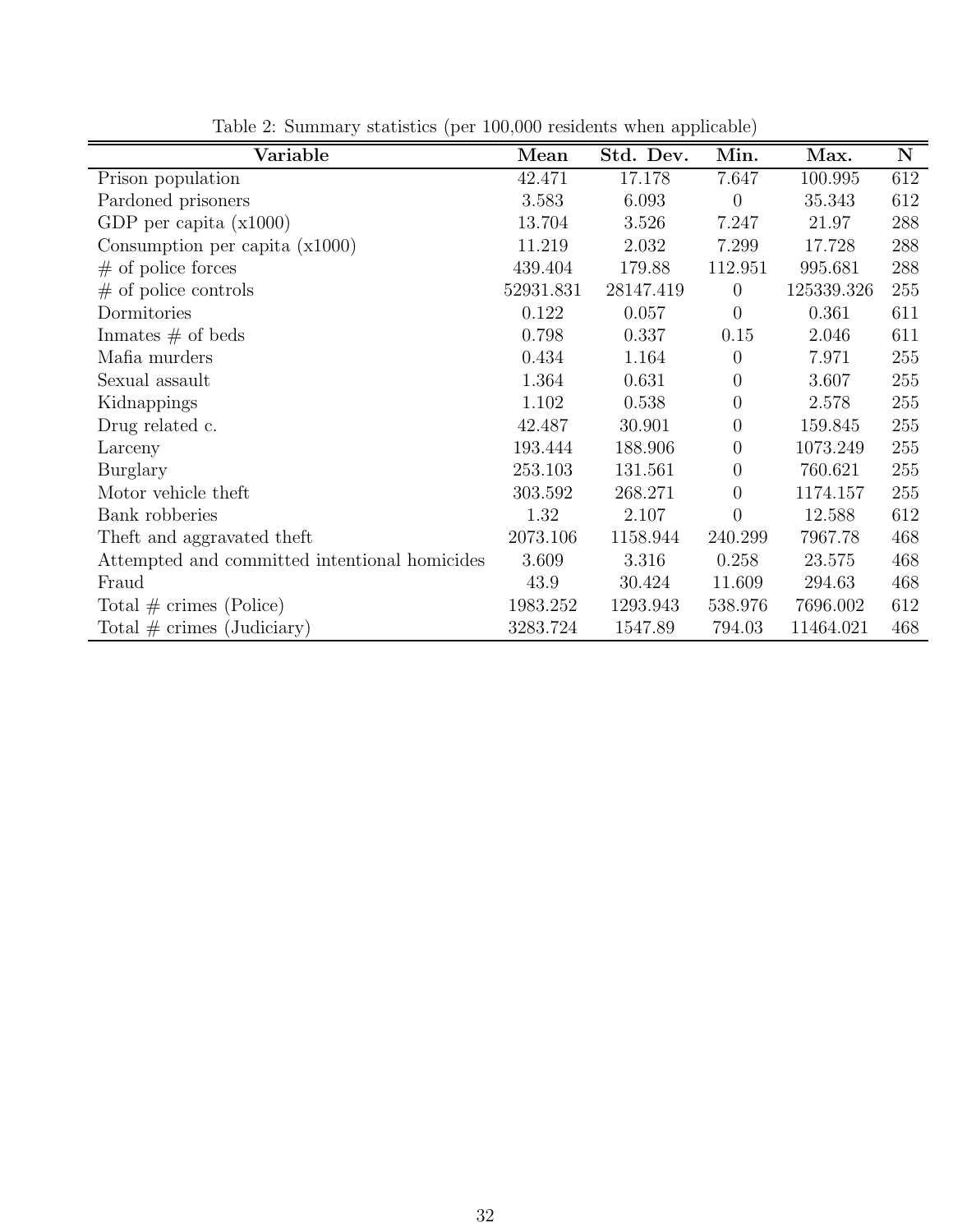Table 2: Summary statistics (per 100,000 residents when applicable)

| Variable | Mean | Std. Dev. | Min. | Max. | N |
|---|---|---|---|---|---|
| Prison population | 42.471 | 17.178 | 7.647 | 100.995 | 612 |
| Pardoned prisoners | 3.583 | 6.093 | 0 | 35.343 | 612 |
| GDP per capita (x1000) | 13.704 | 3.526 | 7.247 | 21.97 | 288 |
| Consumption per capita (x1000) | 11.219 | 2.032 | 7.299 | 17.728 | 288 |
| # of police forces | 439.404 | 179.88 | 112.951 | 995.681 | 288 |
| # of police controls | 52931.831 | 28147.419 | 0 | 125339.326 | 255 |
| Dormitories | 0.122 | 0.057 | 0 | 0.361 | 611 |
| Inmates # of beds | 0.798 | 0.337 | 0.15 | 2.046 | 611 |
| Mafia murders | 0.434 | 1.164 | 0 | 7.971 | 255 |
| Sexual assault | 1.364 | 0.631 | 0 | 3.607 | 255 |
| Kidnappings | 1.102 | 0.538 | 0 | 2.578 | 255 |
| Drug related c. | 42.487 | 30.901 | 0 | 159.845 | 255 |
| Larceny | 193.444 | 188.906 | 0 | 1073.249 | 255 |
| Burglary | 253.103 | 131.561 | 0 | 760.621 | 255 |
| Motor vehicle theft | 303.592 | 268.271 | 0 | 1174.157 | 255 |
| Bank robberies | 1.32 | 2.107 | 0 | 12.588 | 612 |
| Theft and aggravated theft | 2073.106 | 1158.944 | 240.299 | 7967.78 | 468 |
| Attempted and committed intentional homicides | 3.609 | 3.316 | 0.258 | 23.575 | 468 |
| Fraud | 43.9 | 30.424 | 11.609 | 294.63 | 468 |
| Total # crimes (Police) | 1983.252 | 1293.943 | 538.976 | 7696.002 | 612 |
| Total # crimes (Judiciary) | 3283.724 | 1547.89 | 794.03 | 11464.021 | 468 |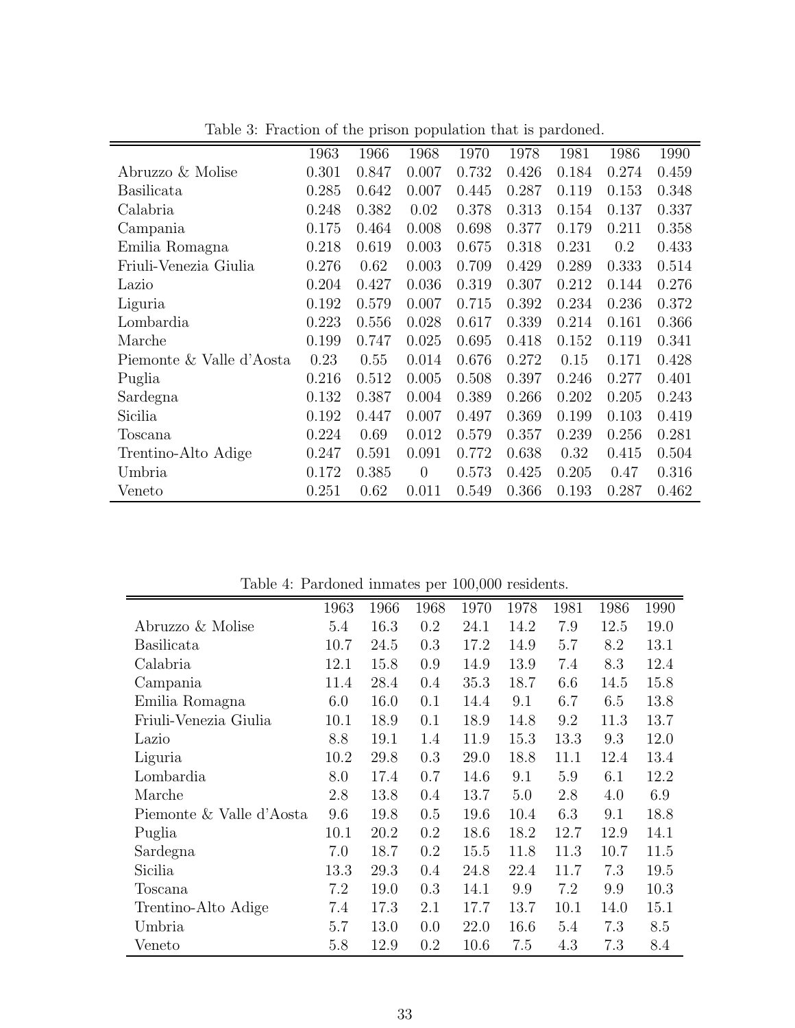Table 3: Fraction of the prison population that is pardoned.

| | 1963 | 1966 | 1968 | 1970 | 1978 | 1981 | 1986 | 1990 |
|---|---|---|---|---|---|---|---|---|
| Abruzzo & Molise | 0.301 | 0.847 | 0.007 | 0.732 | 0.426 | 0.184 | 0.274 | 0.459 |
| Basilicata | 0.285 | 0.642 | 0.007 | 0.445 | 0.287 | 0.119 | 0.153 | 0.348 |
| Calabria | 0.248 | 0.382 | 0.02 | 0.378 | 0.313 | 0.154 | 0.137 | 0.337 |
| Campania | 0.175 | 0.464 | 0.008 | 0.698 | 0.377 | 0.179 | 0.211 | 0.358 |
| Emilia Romagna | 0.218 | 0.619 | 0.003 | 0.675 | 0.318 | 0.231 | 0.2 | 0.433 |
| Friuli-Venezia Giulia | 0.276 | 0.62 | 0.003 | 0.709 | 0.429 | 0.289 | 0.333 | 0.514 |
| Lazio | 0.204 | 0.427 | 0.036 | 0.319 | 0.307 | 0.212 | 0.144 | 0.276 |
| Liguria | 0.192 | 0.579 | 0.007 | 0.715 | 0.392 | 0.234 | 0.236 | 0.372 |
| Lombardia | 0.223 | 0.556 | 0.028 | 0.617 | 0.339 | 0.214 | 0.161 | 0.366 |
| Marche | 0.199 | 0.747 | 0.025 | 0.695 | 0.418 | 0.152 | 0.119 | 0.341 |
| Piemonte & Valle d'Aosta | 0.23 | 0.55 | 0.014 | 0.676 | 0.272 | 0.15 | 0.171 | 0.428 |
| Puglia | 0.216 | 0.512 | 0.005 | 0.508 | 0.397 | 0.246 | 0.277 | 0.401 |
| Sardegna | 0.132 | 0.387 | 0.004 | 0.389 | 0.266 | 0.202 | 0.205 | 0.243 |
| Sicilia | 0.192 | 0.447 | 0.007 | 0.497 | 0.369 | 0.199 | 0.103 | 0.419 |
| Toscana | 0.224 | 0.69 | 0.012 | 0.579 | 0.357 | 0.239 | 0.256 | 0.281 |
| Trentino-Alto Adige | 0.247 | 0.591 | 0.091 | 0.772 | 0.638 | 0.32 | 0.415 | 0.504 |
| Umbria | 0.172 | 0.385 | 0 | 0.573 | 0.425 | 0.205 | 0.47 | 0.316 |
| Veneto | 0.251 | 0.62 | 0.011 | 0.549 | 0.366 | 0.193 | 0.287 | 0.462 |

Table 4: Pardoned inmates per 100,000 residents.

| | 1963 | 1966 | 1968 | 1970 | 1978 | 1981 | 1986 | 1990 |
|---|---|---|---|---|---|---|---|---|
| Abruzzo & Molise | 5.4 | 16.3 | 0.2 | 24.1 | 14.2 | 7.9 | 12.5 | 19.0 |
| Basilicata | 10.7 | 24.5 | 0.3 | 17.2 | 14.9 | 5.7 | 8.2 | 13.1 |
| Calabria | 12.1 | 15.8 | 0.9 | 14.9 | 13.9 | 7.4 | 8.3 | 12.4 |
| Campania | 11.4 | 28.4 | 0.4 | 35.3 | 18.7 | 6.6 | 14.5 | 15.8 |
| Emilia Romagna | 6.0 | 16.0 | 0.1 | 14.4 | 9.1 | 6.7 | 6.5 | 13.8 |
| Friuli-Venezia Giulia | 10.1 | 18.9 | 0.1 | 18.9 | 14.8 | 9.2 | 11.3 | 13.7 |
| Lazio | 8.8 | 19.1 | 1.4 | 11.9 | 15.3 | 13.3 | 9.3 | 12.0 |
| Liguria | 10.2 | 29.8 | 0.3 | 29.0 | 18.8 | 11.1 | 12.4 | 13.4 |
| Lombardia | 8.0 | 17.4 | 0.7 | 14.6 | 9.1 | 5.9 | 6.1 | 12.2 |
| Marche | 2.8 | 13.8 | 0.4 | 13.7 | 5.0 | 2.8 | 4.0 | 6.9 |
| Piemonte & Valle d'Aosta | 9.6 | 19.8 | 0.5 | 19.6 | 10.4 | 6.3 | 9.1 | 18.8 |
| Puglia | 10.1 | 20.2 | 0.2 | 18.6 | 18.2 | 12.7 | 12.9 | 14.1 |
| Sardegna | 7.0 | 18.7 | 0.2 | 15.5 | 11.8 | 11.3 | 10.7 | 11.5 |
| Sicilia | 13.3 | 29.3 | 0.4 | 24.8 | 22.4 | 11.7 | 7.3 | 19.5 |
| Toscana | 7.2 | 19.0 | 0.3 | 14.1 | 9.9 | 7.2 | 9.9 | 10.3 |
| Trentino-Alto Adige | 7.4 | 17.3 | 2.1 | 17.7 | 13.7 | 10.1 | 14.0 | 15.1 |
| Umbria | 5.7 | 13.0 | 0.0 | 22.0 | 16.6 | 5.4 | 7.3 | 8.5 |
| Veneto | 5.8 | 12.9 | 0.2 | 10.6 | 7.5 | 4.3 | 7.3 | 8.4 |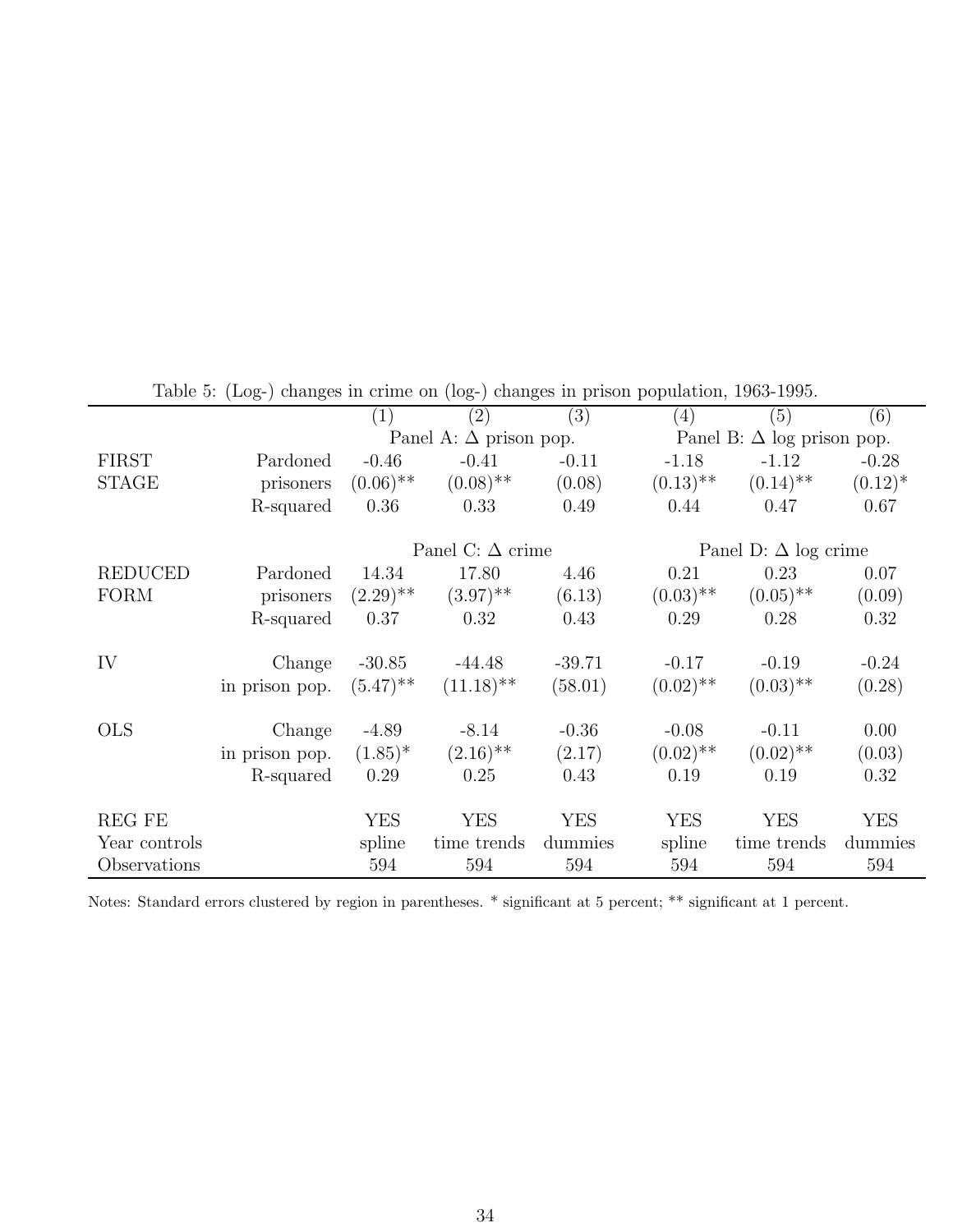Table 5: (Log-) changes in crime on (log-) changes in prison population, 1963-1995.

| | | (1) | (2) | (3) | (4) | (5) | (6) |
|---|---|---|---|---|---|---|---|
| | | Panel A: $\Delta$ prison pop. | | | Panel B: $\Delta$ log prison pop. | | |
| FIRST | Pardoned | -0.46 | -0.41 | -0.11 | -1.18 | -1.12 | -0.28 |
| STAGE | prisoners | (0.06)** | (0.08)** | (0.08) | (0.13)** | (0.14)** | (0.12)* |
| | R-squared | 0.36 | 0.33 | 0.49 | 0.44 | 0.47 | 0.67 |
| | | Panel C: $\Delta$ crime | | | Panel D: $\Delta$ log crime | | |
| REDUCED | Pardoned | 14.34 | 17.80 | 4.46 | 0.21 | 0.23 | 0.07 |
| FORM | prisoners | (2.29)** | (3.97)** | (6.13) | (0.03)** | (0.05)** | (0.09) |
| | R-squared | 0.37 | 0.32 | 0.43 | 0.29 | 0.28 | 0.32 |
| IV | Change | -30.85 | -44.48 | -39.71 | -0.17 | -0.19 | -0.24 |
| | in prison pop. | (5.47)** | (11.18)** | (58.01) | (0.02)** | (0.03)** | (0.28) |
| OLS | Change | -4.89 | -8.14 | -0.36 | -0.08 | -0.11 | 0.00 |
| | in prison pop. | (1.85)* | (2.16)** | (2.17) | (0.02)** | (0.02)** | (0.03) |
| | R-squared | 0.29 | 0.25 | 0.43 | 0.19 | 0.19 | 0.32 |
| REG FE | | YES | YES | YES | YES | YES | YES |
| Year controls | | spline | time trends | dummies | spline | time trends | dummies |
| Observations | | 594 | 594 | 594 | 594 | 594 | 594 |

Notes: Standard errors clustered by region in parentheses. * significant at 5 percent; ** significant at 1 percent.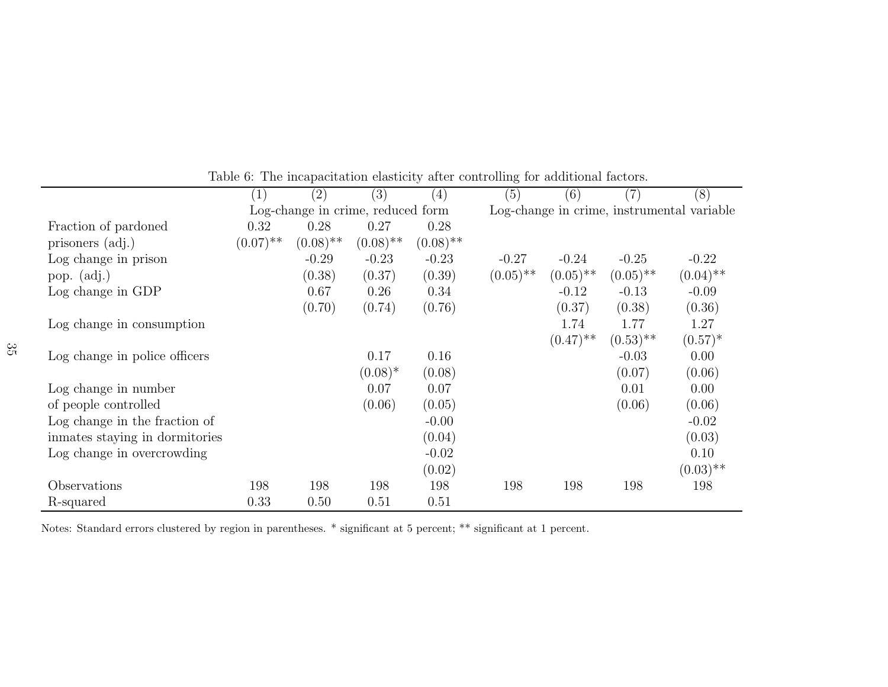Table 6: The incapacitation elasticity after controlling for additional factors.

| | (1) | (2) | (3) | (4) | (5) | (6) | (7) | (8) |
|---|---|---|---|---|---|---|---|---|
| | Log-change in crime, reduced form | | | | Log-change in crime, instrumental variable | | | |
| Fraction of pardoned | 0.32 | 0.28 | 0.27 | 0.28 | | | | |
| prisoners (adj.) | (0.07)** | (0.08)** | (0.08)** | (0.08)** | | | | |
| Log change in prison | | -0.29 | -0.23 | -0.23 | -0.27 | -0.24 | -0.25 | -0.22 |
| pop. (adj.) | | (0.38) | (0.37) | (0.39) | (0.05)** | (0.05)** | (0.05)** | (0.04)** |
| Log change in GDP | | 0.67 | 0.26 | 0.34 | | -0.12 | -0.13 | -0.09 |
| | | (0.70) | (0.74) | (0.76) | | (0.37) | (0.38) | (0.36) |
| Log change in consumption | | | | | | 1.74 | 1.77 | 1.27 |
| | | | | | | (0.47)** | (0.53)** | (0.57)* |
| Log change in police officers | | | 0.17 | 0.16 | | | -0.03 | 0.00 |
| | | | (0.08)* | (0.08) | | | (0.07) | (0.06) |
| Log change in number | | | 0.07 | 0.07 | | | 0.01 | 0.00 |
| of people controlled | | | (0.06) | (0.05) | | | (0.06) | (0.06) |
| Log change in the fraction of | | | | -0.00 | | | | -0.02 |
| inmates staying in dormitories | | | | (0.04) | | | | (0.03) |
| Log change in overcrowding | | | | -0.02 | | | | 0.10 |
| | | | | (0.02) | | | | (0.03)** |
| Observations | 198 | 198 | 198 | 198 | 198 | 198 | 198 | 198 |
| R-squared | 0.33 | 0.50 | 0.51 | 0.51 | | | | |

Notes: Standard errors clustered by region in parentheses. * significant at 5 percent; ** significant at 1 percent.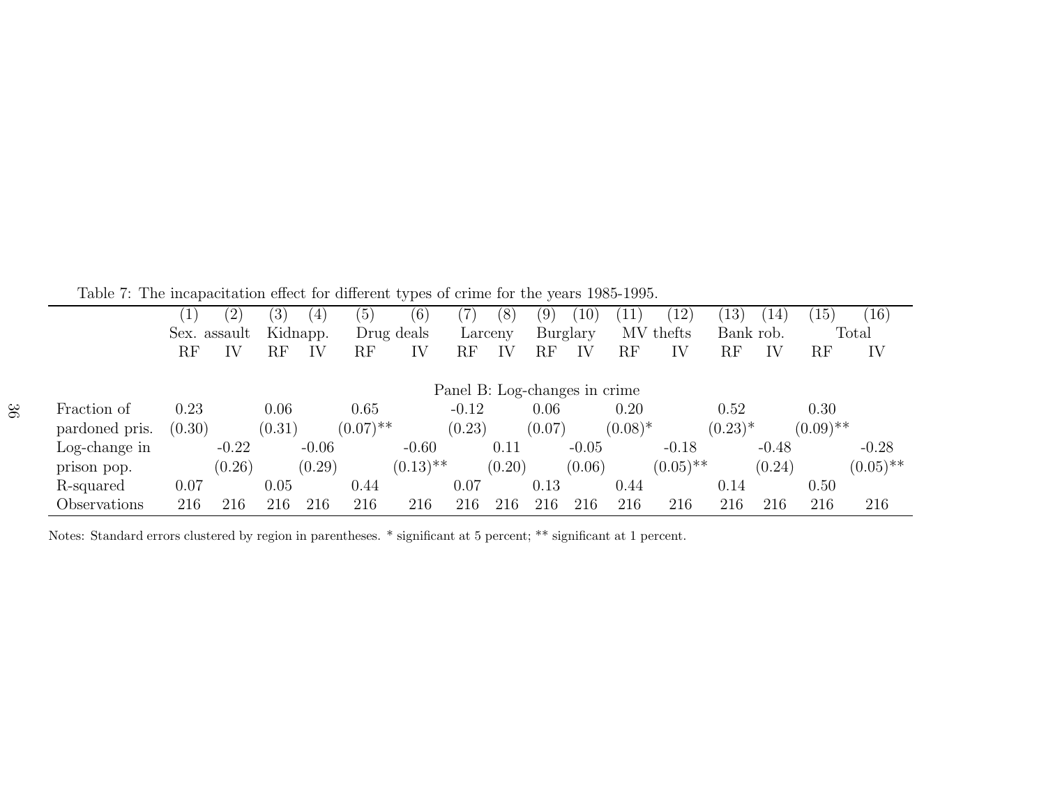Table 7: The incapacitation effect for different types of crime for the years 1985-1995.

| | (1) | (2) | (3) | (4) | (5) | (6) | (7) | (8) | (9) | (10) | (11) | (12) | (13) | (14) | (15) | (16) |
|---|---|---|---|---|---|---|---|---|---|---|---|---|---|---|---|---|
| | Sex. assault | | Kidnapp. | | Drug deals | | Larceny | | Burglary | | MV thefts | | Bank rob. | | Total | |
| | RF | IV | RF | IV | RF | IV | RF | IV | RF | IV | RF | IV | RF | IV | RF | IV |
| | Panel B: Log-changes in crime | | | | | | | | | | | | | | | |
| Fraction of | 0.23 | | 0.06 | | 0.65 | | -0.12 | | 0.06 | | 0.20 | | 0.52 | | 0.30 | |
| pardoned pris. | (0.30) | | (0.31) | | (0.07)** | | (0.23) | | (0.07) | | (0.08)* | | (0.23)* | | (0.09)** | |
| Log-change in | | -0.22 | | -0.06 | | -0.60 | | 0.11 | | -0.05 | | -0.18 | | -0.48 | | -0.28 |
| prison pop. | | (0.26) | | (0.29) | | (0.13)** | | (0.20) | | (0.06) | | (0.05)** | | (0.24) | | (0.05)** |
| R-squared | 0.07 | | 0.05 | | 0.44 | | 0.07 | | 0.13 | | 0.44 | | 0.14 | | 0.50 | |
| Observations | 216 | 216 | 216 | 216 | 216 | 216 | 216 | 216 | 216 | 216 | 216 | 216 | 216 | 216 | 216 | 216 |

Notes: Standard errors clustered by region in parentheses. * significant at 5 percent; ** significant at 1 percent.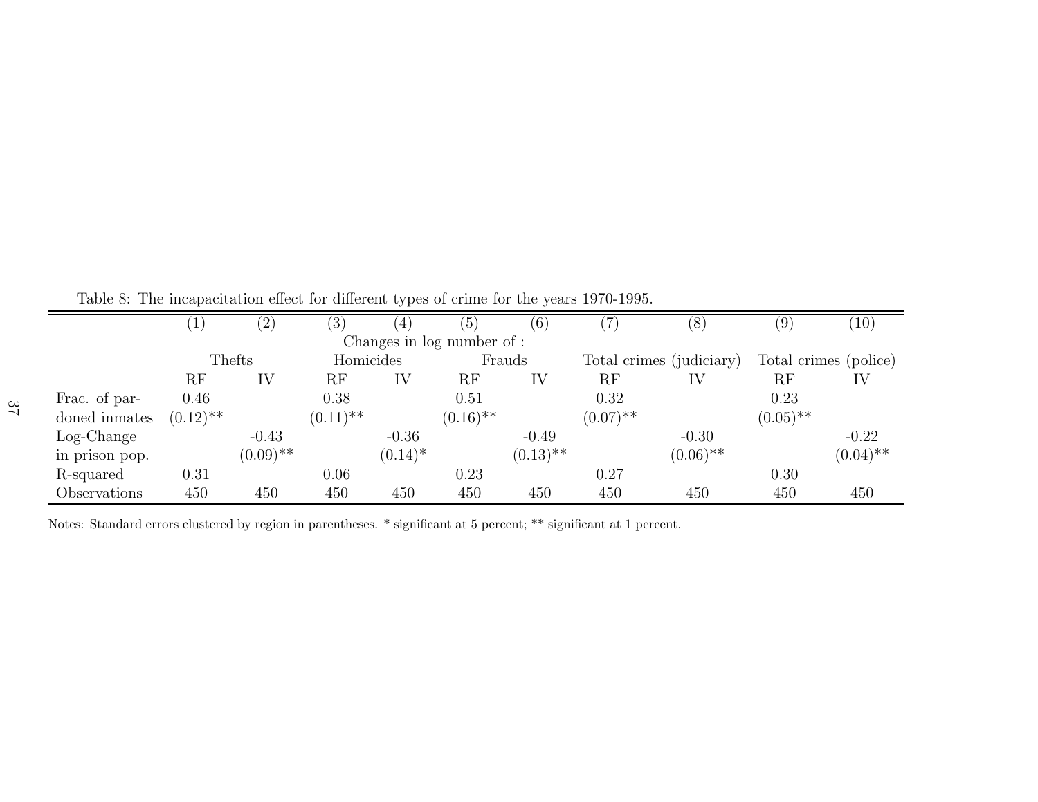Table 8: The incapacitation effect for different types of crime for the years 1970-1995.

| | (1) | (2) | (3) | (4) | (5) | (6) | (7) | (8) | (9) | (10) |
|---|---|---|---|---|---|---|---|---|---|---|
| | Changes in log number of : | | | | | | | | | |
| | Thefts | | Homicides | | Frauds | | Total crimes (judiciary) | | Total crimes (police) | |
| | RF | IV | RF | IV | RF | IV | RF | IV | RF | IV |
| Frac. of pardoned inmates | 0.46 | | 0.38 | | 0.51 | | 0.32 | | 0.23 | |
| | (0.12)** | | (0.11)** | | (0.16)** | | (0.07)** | | (0.05)** | |
| Log-Change in prison pop. | | -0.43 | | -0.36 | | -0.49 | | -0.30 | | -0.22 |
| | | (0.09)** | | (0.14)* | | (0.13)** | | (0.06)** | | (0.04)** |
| R-squared | 0.31 | | 0.06 | | 0.23 | | 0.27 | | 0.30 | |
| Observations | 450 | 450 | 450 | 450 | 450 | 450 | 450 | 450 | 450 | 450 |

Notes: Standard errors clustered by region in parentheses. * significant at 5 percent; ** significant at 1 percent.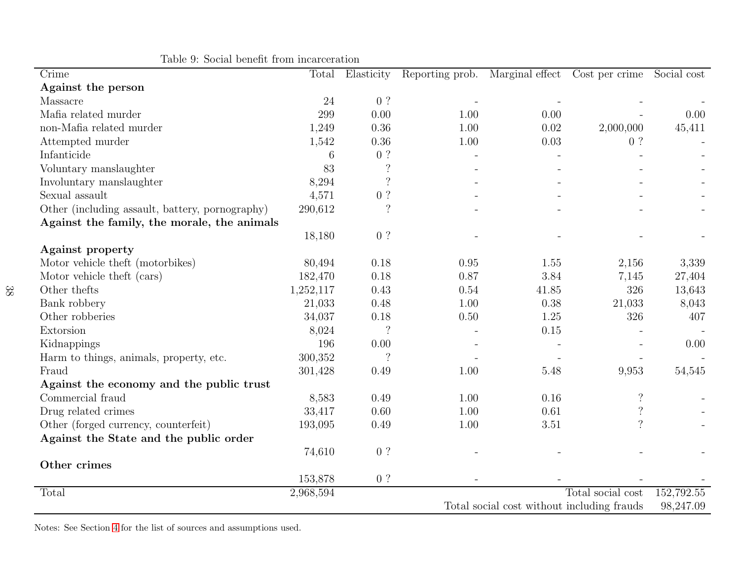Table 9: Social benefit from incarceration

| Crime | Total | Elasticity | Reporting prob. | Marginal effect | Cost per crime | Social cost |
|---|---|---|---|---|---|---|
| **Against the person** | | | | | | |
| Massacre | 24 | 0 ? | - | - | - | - |
| Mafia related murder | 299 | 0.00 | 1.00 | 0.00 | - | 0.00 |
| non-Mafia related murder | 1,249 | 0.36 | 1.00 | 0.02 | 2,000,000 | 45,411 |
| Attempted murder | 1,542 | 0.36 | 1.00 | 0.03 | 0 ? | - |
| Infanticide | 6 | 0 ? | - | - | - | - |
| Voluntary manslaughter | 83 | ? | - | - | - | - |
| Involuntary manslaughter | 8,294 | ? | - | - | - | - |
| Sexual assault | 4,571 | 0 ? | - | - | - | - |
| Other (including assault, battery, pornography) | 290,612 | ? | - | - | - | - |
| **Against the family, the morale, the animals** | | | | | | |
| | 18,180 | 0 ? | - | - | - | - |
| **Against property** | | | | | | |
| Motor vehicle theft (motorbikes) | 80,494 | 0.18 | 0.95 | 1.55 | 2,156 | 3,339 |
| Motor vehicle theft (cars) | 182,470 | 0.18 | 0.87 | 3.84 | 7,145 | 27,404 |
| Other thefts | 1,252,117 | 0.43 | 0.54 | 41.85 | 326 | 13,643 |
| Bank robbery | 21,033 | 0.48 | 1.00 | 0.38 | 21,033 | 8,043 |
| Other robberies | 34,037 | 0.18 | 0.50 | 1.25 | 326 | 407 |
| Extorsion | 8,024 | ? | - | 0.15 | - | - |
| Kidnappings | 196 | 0.00 | - | - | - | 0.00 |
| Harm to things, animals, property, etc. | 300,352 | ? | - | - | - | - |
| Fraud | 301,428 | 0.49 | 1.00 | 5.48 | 9,953 | 54,545 |
| **Against the economy and the public trust** | | | | | | |
| Commercial fraud | 8,583 | 0.49 | 1.00 | 0.16 | ? | - |
| Drug related crimes | 33,417 | 0.60 | 1.00 | 0.61 | ? | - |
| Other (forged currency, counterfeit) | 193,095 | 0.49 | 1.00 | 3.51 | ? | - |
| **Against the State and the public order** | | | | | | |
| | 74,610 | 0 ? | - | - | - | - |
| **Other crimes** | | | | | | |
| | 153,878 | 0 ? | - | - | - | - |
| Total | 2,968,594 | | | | Total social cost | 152,792.55 |
| | | | | | Total social cost without including frauds | 98,247.09 |

Notes: See Section 4 for the list of sources and assumptions used.